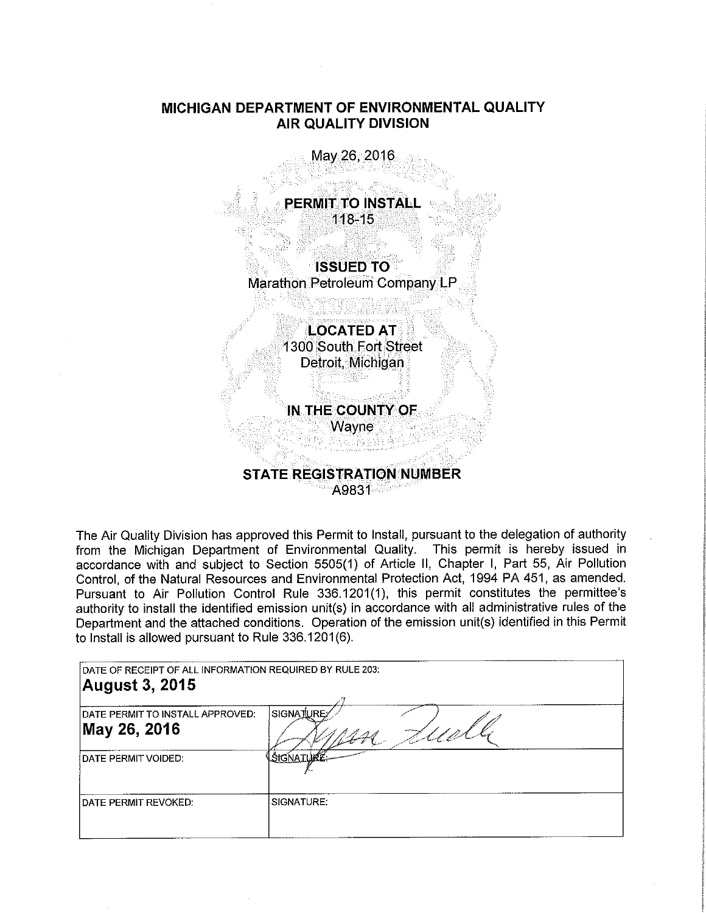# MICHIGAN DEPARTMENT OF ENVIRONMENTAL QUALITY
## AIR QUALITY DIVISION

May 26, 2016

**PERMIT TO INSTALL**
118-15

**ISSUED TO**
Marathon Petroleum Company LP

**LOCATED AT**
1300 South Fort Street
Detroit, Michigan

**IN THE COUNTY OF**
Wayne

**STATE REGISTRATION NUMBER**
A9831

The Air Quality Division has approved this Permit to Install, pursuant to the delegation of authority from the Michigan Department of Environmental Quality. This permit is hereby issued in accordance with and subject to Section 5505(1) of Article II, Chapter I, Part 55, Air Pollution Control, of the Natural Resources and Environmental Protection Act, 1994 PA 451, as amended. Pursuant to Air Pollution Control Rule 336.1201(1), this permit constitutes the permittee's authority to install the identified emission unit(s) in accordance with all administrative rules of the Department and the attached conditions. Operation of the emission unit(s) identified in this Permit to Install is allowed pursuant to Rule 336.1201(6).

| DATE OF RECEIPT OF ALL INFORMATION REQUIRED BY RULE 203: **August 3, 2015** | |
|---|---|
| DATE PERMIT TO INSTALL APPROVED: **May 26, 2016** | SIGNATURE: Lynn Fiedler |
| DATE PERMIT VOIDED: | SIGNATURE: |
| DATE PERMIT REVOKED: | SIGNATURE: |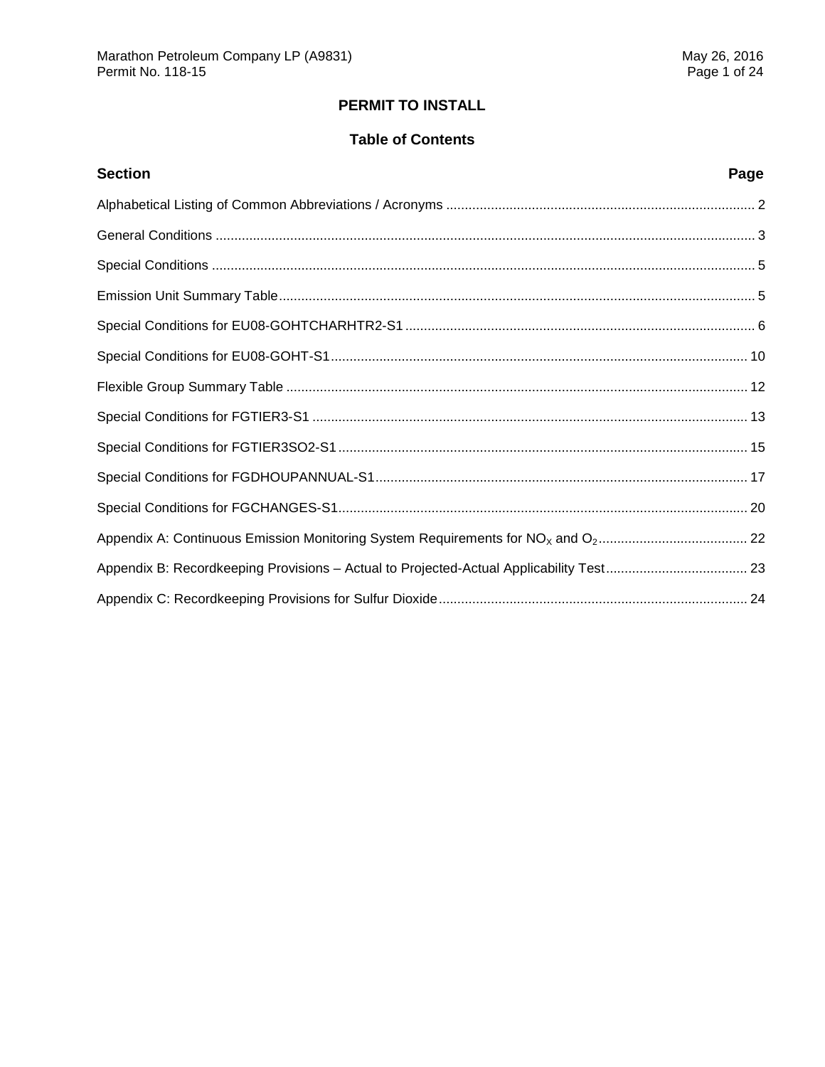# PERMIT TO INSTALL

## Table of Contents

| Section | Page |
|---|---|
| Alphabetical Listing of Common Abbreviations / Acronyms | 2 |
| General Conditions | 3 |
| Special Conditions | 5 |
| Emission Unit Summary Table | 5 |
| Special Conditions for EU08-GOHTCHARHTR2-S1 | 6 |
| Special Conditions for EU08-GOHT-S1 | 10 |
| Flexible Group Summary Table | 12 |
| Special Conditions for FGTIER3-S1 | 13 |
| Special Conditions for FGTIER3SO2-S1 | 15 |
| Special Conditions for FGDHOUPANNUAL-S1 | 17 |
| Special Conditions for FGCHANGES-S1 | 20 |
| Appendix A: Continuous Emission Monitoring System Requirements for $NO_X$ and $O_2$ | 22 |
| Appendix B: Recordkeeping Provisions – Actual to Projected-Actual Applicability Test | 23 |
| Appendix C: Recordkeeping Provisions for Sulfur Dioxide | 24 |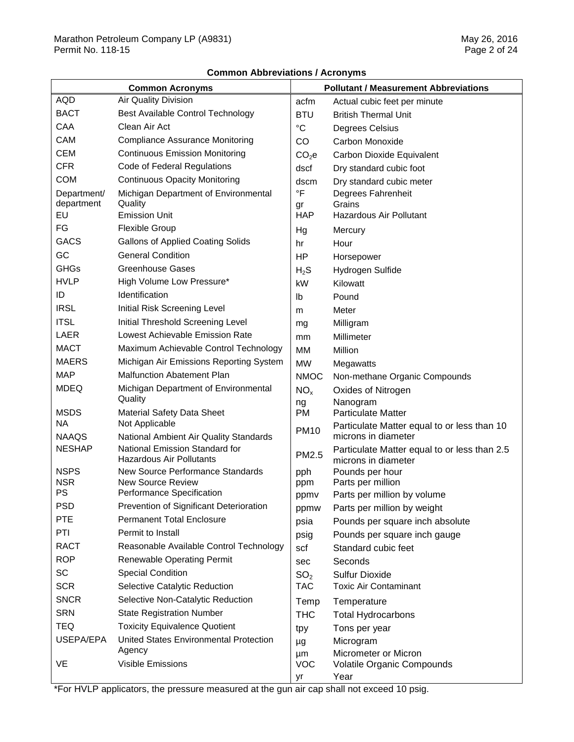**Common Abbreviations / Acronyms**

| Common Acronyms | | Pollutant / Measurement Abbreviations | |
|---|---|---|---|
| AQD | Air Quality Division | acfm | Actual cubic feet per minute |
| BACT | Best Available Control Technology | BTU | British Thermal Unit |
| CAA | Clean Air Act | °C | Degrees Celsius |
| CAM | Compliance Assurance Monitoring | CO | Carbon Monoxide |
| CEM | Continuous Emission Monitoring | $CO_2e$ | Carbon Dioxide Equivalent |
| CFR | Code of Federal Regulations | dscf | Dry standard cubic foot |
| COM | Continuous Opacity Monitoring | dscm | Dry standard cubic meter |
| Department/ department | Michigan Department of Environmental Quality | °F | Degrees Fahrenheit |
| | | gr | Grains |
| EU | Emission Unit | HAP | Hazardous Air Pollutant |
| FG | Flexible Group | Hg | Mercury |
| GACS | Gallons of Applied Coating Solids | hr | Hour |
| GC | General Condition | HP | Horsepower |
| GHGs | Greenhouse Gases | $H_2S$ | Hydrogen Sulfide |
| HVLP | High Volume Low Pressure* | kW | Kilowatt |
| ID | Identification | lb | Pound |
| IRSL | Initial Risk Screening Level | m | Meter |
| ITSL | Initial Threshold Screening Level | mg | Milligram |
| LAER | Lowest Achievable Emission Rate | mm | Millimeter |
| MACT | Maximum Achievable Control Technology | MM | Million |
| MAERS | Michigan Air Emissions Reporting System | MW | Megawatts |
| MAP | Malfunction Abatement Plan | NMOC | Non-methane Organic Compounds |
| MDEQ | Michigan Department of Environmental Quality | $NO_x$ | Oxides of Nitrogen |
| | | ng | Nanogram |
| MSDS | Material Safety Data Sheet | PM | Particulate Matter |
| NA | Not Applicable | PM10 | Particulate Matter equal to or less than 10 microns in diameter |
| NAAQS | National Ambient Air Quality Standards | | |
| NESHAP | National Emission Standard for Hazardous Air Pollutants | PM2.5 | Particulate Matter equal to or less than 2.5 microns in diameter |
| NSPS | New Source Performance Standards | pph | Pounds per hour |
| NSR | New Source Review | ppm | Parts per million |
| PS | Performance Specification | ppmv | Parts per million by volume |
| PSD | Prevention of Significant Deterioration | ppmw | Parts per million by weight |
| PTE | Permanent Total Enclosure | psia | Pounds per square inch absolute |
| PTI | Permit to Install | psig | Pounds per square inch gauge |
| RACT | Reasonable Available Control Technology | scf | Standard cubic feet |
| ROP | Renewable Operating Permit | sec | Seconds |
| SC | Special Condition | $SO_2$ | Sulfur Dioxide |
| SCR | Selective Catalytic Reduction | TAC | Toxic Air Contaminant |
| SNCR | Selective Non-Catalytic Reduction | Temp | Temperature |
| SRN | State Registration Number | THC | Total Hydrocarbons |
| TEQ | Toxicity Equivalence Quotient | tpy | Tons per year |
| USEPA/EPA | United States Environmental Protection Agency | µg | Microgram |
| | | µm | Micrometer or Micron |
| VE | Visible Emissions | VOC | Volatile Organic Compounds |
| | | yr | Year |

*For HVLP applicators, the pressure measured at the gun air cap shall not exceed 10 psig.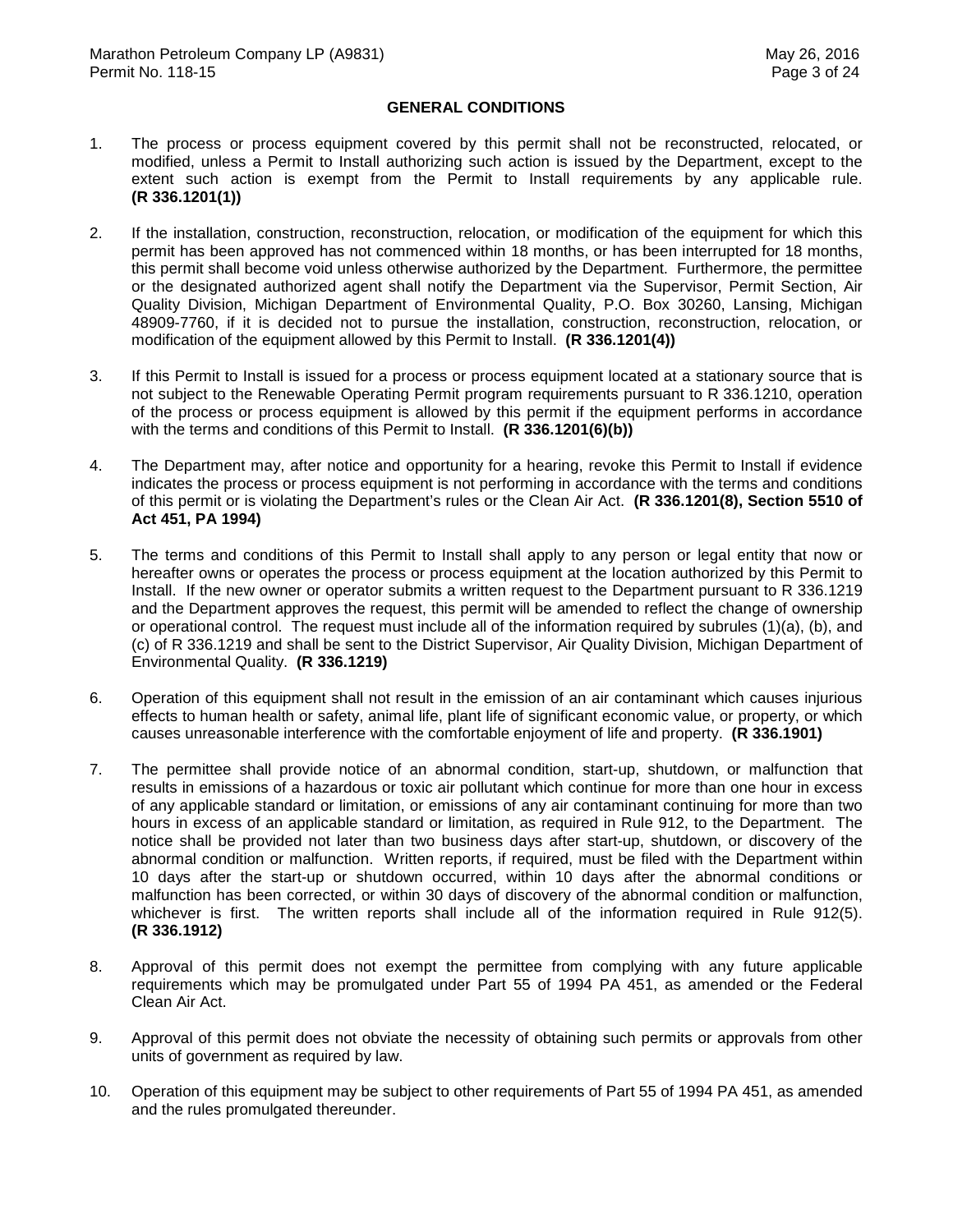## GENERAL CONDITIONS

1. The process or process equipment covered by this permit shall not be reconstructed, relocated, or modified, unless a Permit to Install authorizing such action is issued by the Department, except to the extent such action is exempt from the Permit to Install requirements by any applicable rule. **(R 336.1201(1))**

2. If the installation, construction, reconstruction, relocation, or modification of the equipment for which this permit has been approved has not commenced within 18 months, or has been interrupted for 18 months, this permit shall become void unless otherwise authorized by the Department. Furthermore, the permittee or the designated authorized agent shall notify the Department via the Supervisor, Permit Section, Air Quality Division, Michigan Department of Environmental Quality, P.O. Box 30260, Lansing, Michigan 48909-7760, if it is decided not to pursue the installation, construction, reconstruction, relocation, or modification of the equipment allowed by this Permit to Install. **(R 336.1201(4))**

3. If this Permit to Install is issued for a process or process equipment located at a stationary source that is not subject to the Renewable Operating Permit program requirements pursuant to R 336.1210, operation of the process or process equipment is allowed by this permit if the equipment performs in accordance with the terms and conditions of this Permit to Install. **(R 336.1201(6)(b))**

4. The Department may, after notice and opportunity for a hearing, revoke this Permit to Install if evidence indicates the process or process equipment is not performing in accordance with the terms and conditions of this permit or is violating the Department's rules or the Clean Air Act. **(R 336.1201(8), Section 5510 of Act 451, PA 1994)**

5. The terms and conditions of this Permit to Install shall apply to any person or legal entity that now or hereafter owns or operates the process or process equipment at the location authorized by this Permit to Install. If the new owner or operator submits a written request to the Department pursuant to R 336.1219 and the Department approves the request, this permit will be amended to reflect the change of ownership or operational control. The request must include all of the information required by subrules (1)(a), (b), and (c) of R 336.1219 and shall be sent to the District Supervisor, Air Quality Division, Michigan Department of Environmental Quality. **(R 336.1219)**

6. Operation of this equipment shall not result in the emission of an air contaminant which causes injurious effects to human health or safety, animal life, plant life of significant economic value, or property, or which causes unreasonable interference with the comfortable enjoyment of life and property. **(R 336.1901)**

7. The permittee shall provide notice of an abnormal condition, start-up, shutdown, or malfunction that results in emissions of a hazardous or toxic air pollutant which continue for more than one hour in excess of any applicable standard or limitation, or emissions of any air contaminant continuing for more than two hours in excess of an applicable standard or limitation, as required in Rule 912, to the Department. The notice shall be provided not later than two business days after start-up, shutdown, or discovery of the abnormal condition or malfunction. Written reports, if required, must be filed with the Department within 10 days after the start-up or shutdown occurred, within 10 days after the abnormal conditions or malfunction has been corrected, or within 30 days of discovery of the abnormal condition or malfunction, whichever is first. The written reports shall include all of the information required in Rule 912(5). **(R 336.1912)**

8. Approval of this permit does not exempt the permittee from complying with any future applicable requirements which may be promulgated under Part 55 of 1994 PA 451, as amended or the Federal Clean Air Act.

9. Approval of this permit does not obviate the necessity of obtaining such permits or approvals from other units of government as required by law.

10. Operation of this equipment may be subject to other requirements of Part 55 of 1994 PA 451, as amended and the rules promulgated thereunder.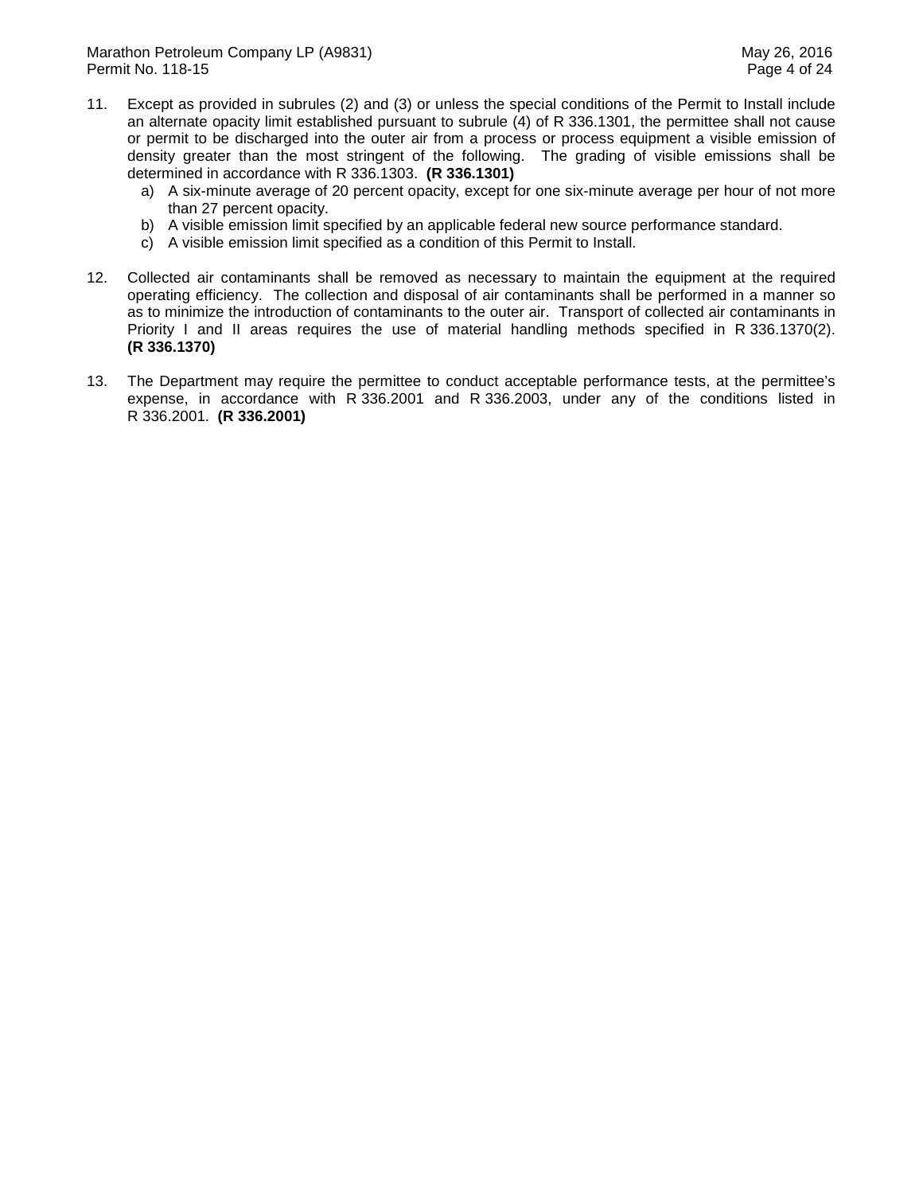11. Except as provided in subrules (2) and (3) or unless the special conditions of the Permit to Install include an alternate opacity limit established pursuant to subrule (4) of R 336.1301, the permittee shall not cause or permit to be discharged into the outer air from a process or process equipment a visible emission of density greater than the most stringent of the following. The grading of visible emissions shall be determined in accordance with R 336.1303. **(R 336.1301)**
    a) A six-minute average of 20 percent opacity, except for one six-minute average per hour of not more than 27 percent opacity.
    b) A visible emission limit specified by an applicable federal new source performance standard.
    c) A visible emission limit specified as a condition of this Permit to Install.

12. Collected air contaminants shall be removed as necessary to maintain the equipment at the required operating efficiency. The collection and disposal of air contaminants shall be performed in a manner so as to minimize the introduction of contaminants to the outer air. Transport of collected air contaminants in Priority I and II areas requires the use of material handling methods specified in R 336.1370(2). **(R 336.1370)**

13. The Department may require the permittee to conduct acceptable performance tests, at the permittee's expense, in accordance with R 336.2001 and R 336.2003, under any of the conditions listed in R 336.2001. **(R 336.2001)**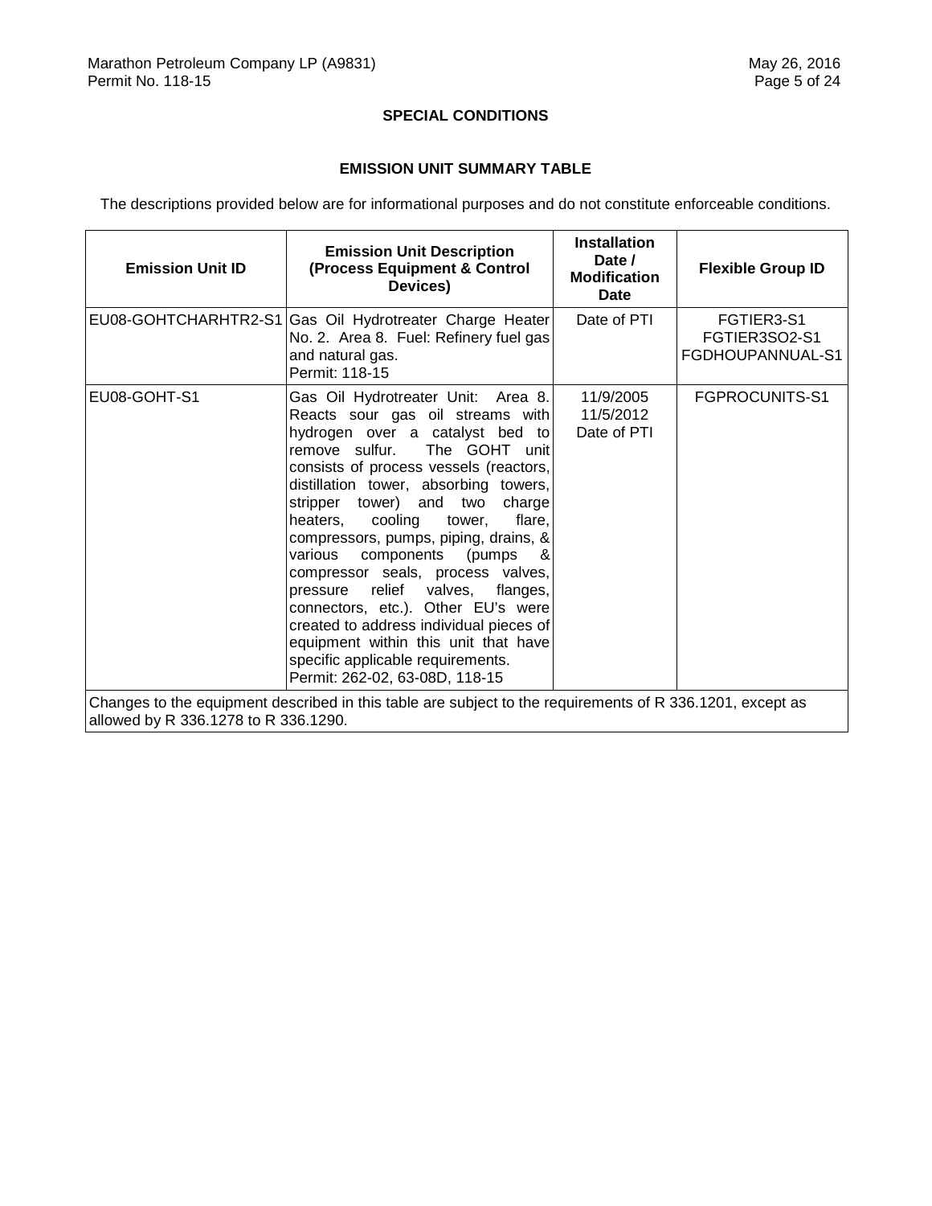## SPECIAL CONDITIONS

### EMISSION UNIT SUMMARY TABLE

The descriptions provided below are for informational purposes and do not constitute enforceable conditions.

| Emission Unit ID | Emission Unit Description (Process Equipment & Control Devices) | Installation Date / Modification Date | Flexible Group ID |
|---|---|---|---|
| EU08-GOHTCHARHTR2-S1 | Gas Oil Hydrotreater Charge Heater No. 2. Area 8. Fuel: Refinery fuel gas and natural gas.<br>Permit: 118-15 | Date of PTI | FGTIER3-S1<br>FGTIER3SO2-S1<br>FGDHOUPANNUAL-S1 |
| EU08-GOHT-S1 | Gas Oil Hydrotreater Unit: Area 8. Reacts sour gas oil streams with hydrogen over a catalyst bed to remove sulfur. The GOHT unit consists of process vessels (reactors, distillation tower, absorbing towers, stripper tower) and two charge heaters, cooling tower, flare, compressors, pumps, piping, drains, & various components (pumps & compressor seals, process valves, pressure relief valves, flanges, connectors, etc.). Other EU's were created to address individual pieces of equipment within this unit that have specific applicable requirements.<br>Permit: 262-02, 63-08D, 118-15 | 11/9/2005<br>11/5/2012<br>Date of PTI | FGPROCUNITS-S1 |
| Changes to the equipment described in this table are subject to the requirements of R 336.1201, except as allowed by R 336.1278 to R 336.1290. | | | |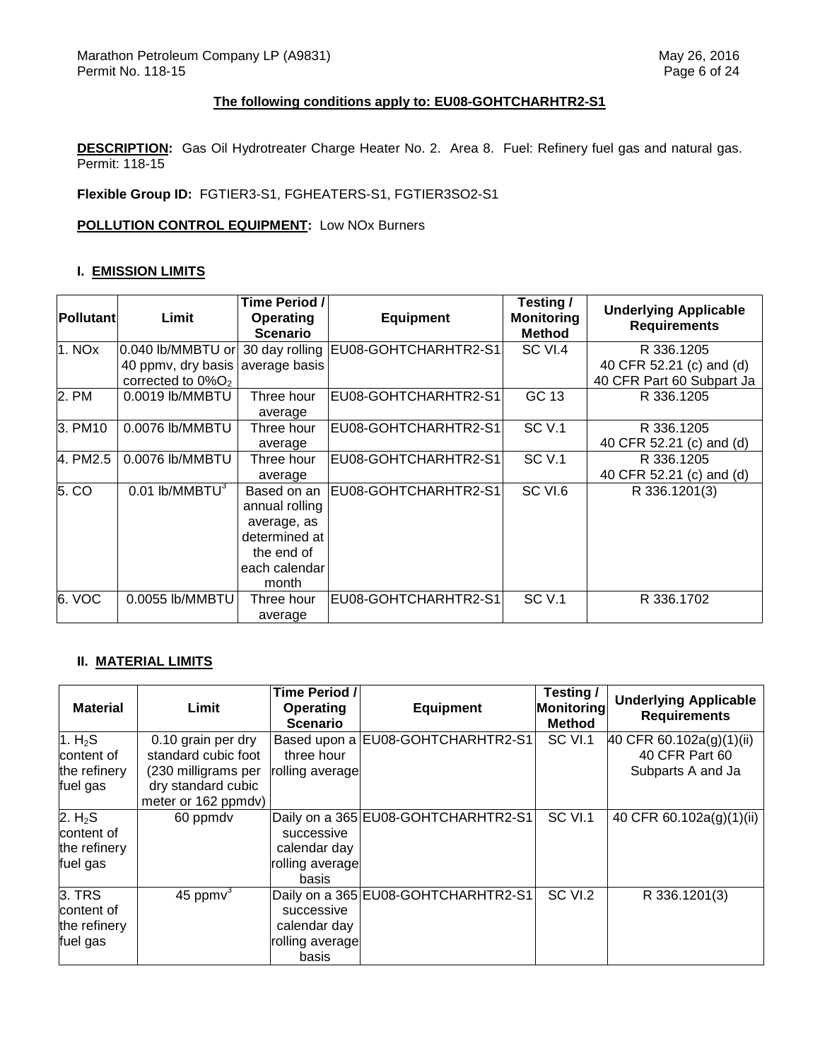### The following conditions apply to: EU08-GOHTCHARHTR2-S1

**DESCRIPTION:** Gas Oil Hydrotreater Charge Heater No. 2. Area 8. Fuel: Refinery fuel gas and natural gas. Permit: 118-15

**Flexible Group ID:** FGTIER3-S1, FGHEATERS-S1, FGTIER3SO2-S1

**POLLUTION CONTROL EQUIPMENT:** Low NOx Burners

#### I. EMISSION LIMITS

| Pollutant | Limit | Time Period / Operating Scenario | Equipment | Testing / Monitoring Method | Underlying Applicable Requirements |
|---|---|---|---|---|---|
| 1. NOx | 0.040 lb/MMBTU or 40 ppmv, dry basis corrected to 0% $O_2$ | 30 day rolling average basis | EU08-GOHTCHARHTR2-S1 | SC VI.4 | R 336.1205<br>40 CFR 52.21 (c) and (d)<br>40 CFR Part 60 Subpart Ja |
| 2. PM | 0.0019 lb/MMBTU | Three hour average | EU08-GOHTCHARHTR2-S1 | GC 13 | R 336.1205 |
| 3. PM10 | 0.0076 lb/MMBTU | Three hour average | EU08-GOHTCHARHTR2-S1 | SC V.1 | R 336.1205<br>40 CFR 52.21 (c) and (d) |
| 4. PM2.5 | 0.0076 lb/MMBTU | Three hour average | EU08-GOHTCHARHTR2-S1 | SC V.1 | R 336.1205<br>40 CFR 52.21 (c) and (d) |
| 5. CO | 0.01 lb/MMBTU[3] | Based on an annual rolling average, as determined at the end of each calendar month | EU08-GOHTCHARHTR2-S1 | SC VI.6 | R 336.1201(3) |
| 6. VOC | 0.0055 lb/MMBTU | Three hour average | EU08-GOHTCHARHTR2-S1 | SC V.1 | R 336.1702 |

#### II. MATERIAL LIMITS

| Material | Limit | Time Period / Operating Scenario | Equipment | Testing / Monitoring Method | Underlying Applicable Requirements |
|---|---|---|---|---|---|
| 1. $H_2S$ content of the refinery fuel gas | 0.10 grain per dry standard cubic foot (230 milligrams per dry standard cubic meter or 162 ppmdv) | Based upon a three hour rolling average | EU08-GOHTCHARHTR2-S1 | SC VI.1 | 40 CFR 60.102a(g)(1)(ii)<br>40 CFR Part 60 Subparts A and Ja |
| 2. $H_2S$ content of the refinery fuel gas | 60 ppmdv | Daily on a 365 successive calendar day rolling average basis | EU08-GOHTCHARHTR2-S1 | SC VI.1 | 40 CFR 60.102a(g)(1)(ii) |
| 3. TRS content of the refinery fuel gas | 45 ppmv[3] | Daily on a 365 successive calendar day rolling average basis | EU08-GOHTCHARHTR2-S1 | SC VI.2 | R 336.1201(3) |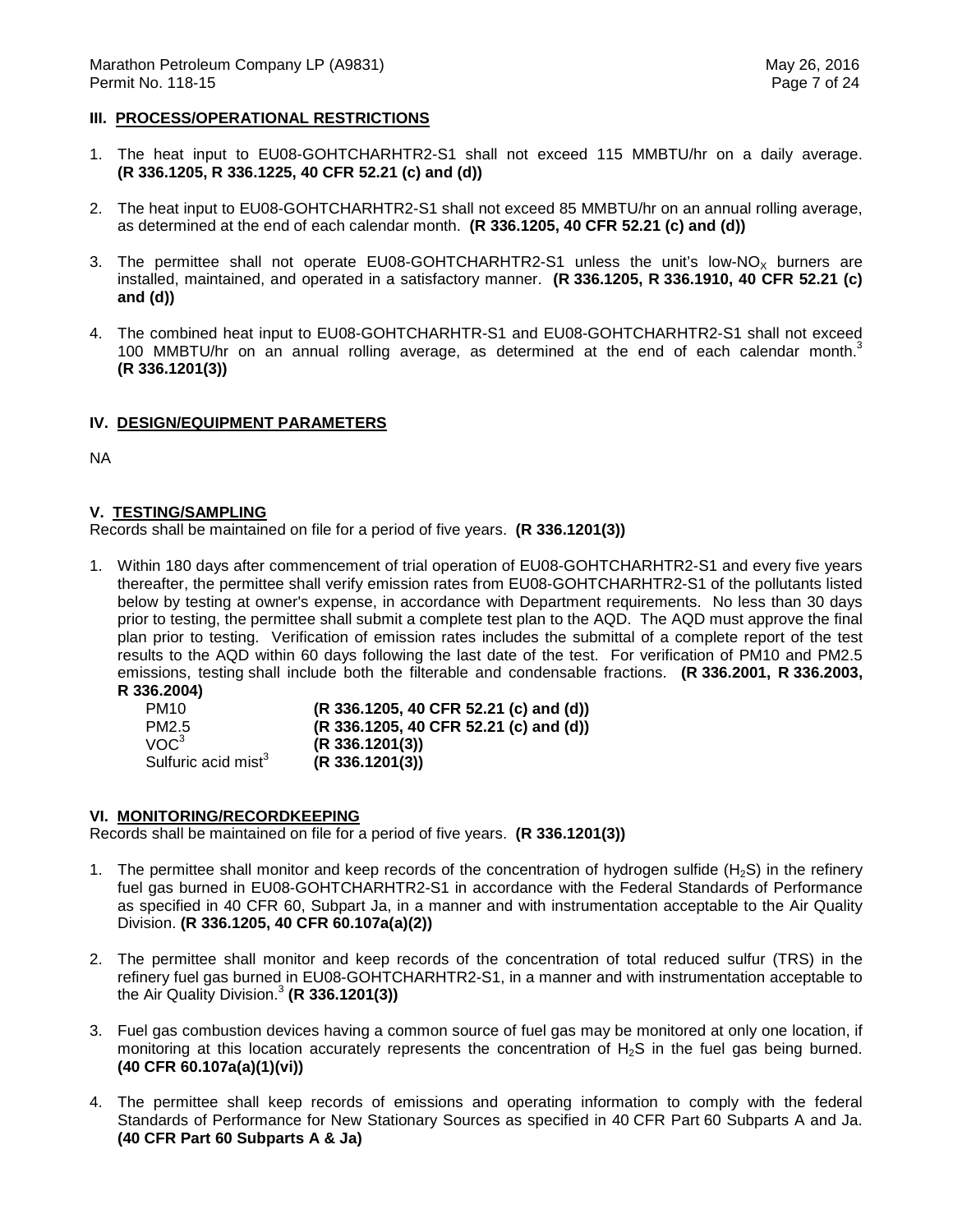## III. PROCESS/OPERATIONAL RESTRICTIONS

1. The heat input to EU08-GOHTCHARHTR2-S1 shall not exceed 115 MMBTU/hr on a daily average. **(R 336.1205, R 336.1225, 40 CFR 52.21 (c) and (d))**

2. The heat input to EU08-GOHTCHARHTR2-S1 shall not exceed 85 MMBTU/hr on an annual rolling average, as determined at the end of each calendar month. **(R 336.1205, 40 CFR 52.21 (c) and (d))**

3. The permittee shall not operate EU08-GOHTCHARHTR2-S1 unless the unit's low-$NO_X$ burners are installed, maintained, and operated in a satisfactory manner. **(R 336.1205, R 336.1910, 40 CFR 52.21 (c) and (d))**

4. The combined heat input to EU08-GOHTCHARHTR-S1 and EU08-GOHTCHARHTR2-S1 shall not exceed 100 MMBTU/hr on an annual rolling average, as determined at the end of each calendar month.[3] **(R 336.1201(3))**

## IV. DESIGN/EQUIPMENT PARAMETERS

NA

## V. TESTING/SAMPLING

Records shall be maintained on file for a period of five years. **(R 336.1201(3))**

1. Within 180 days after commencement of trial operation of EU08-GOHTCHARHTR2-S1 and every five years thereafter, the permittee shall verify emission rates from EU08-GOHTCHARHTR2-S1 of the pollutants listed below by testing at owner's expense, in accordance with Department requirements. No less than 30 days prior to testing, the permittee shall submit a complete test plan to the AQD. The AQD must approve the final plan prior to testing. Verification of emission rates includes the submittal of a complete report of the test results to the AQD within 60 days following the last date of the test. For verification of PM10 and PM2.5 emissions, testing shall include both the filterable and condensable fractions. **(R 336.2001, R 336.2003, R 336.2004)**

| | |
|---|---|
| PM10 | **(R 336.1205, 40 CFR 52.21 (c) and (d))** |
| PM2.5 | **(R 336.1205, 40 CFR 52.21 (c) and (d))** |
| VOC[3] | **(R 336.1201(3))** |
| Sulfuric acid mist[3] | **(R 336.1201(3))** |

## VI. MONITORING/RECORDKEEPING

Records shall be maintained on file for a period of five years. **(R 336.1201(3))**

1. The permittee shall monitor and keep records of the concentration of hydrogen sulfide ($H_2S$) in the refinery fuel gas burned in EU08-GOHTCHARHTR2-S1 in accordance with the Federal Standards of Performance as specified in 40 CFR 60, Subpart Ja, in a manner and with instrumentation acceptable to the Air Quality Division. **(R 336.1205, 40 CFR 60.107a(a)(2))**

2. The permittee shall monitor and keep records of the concentration of total reduced sulfur (TRS) in the refinery fuel gas burned in EU08-GOHTCHARHTR2-S1, in a manner and with instrumentation acceptable to the Air Quality Division.[3] **(R 336.1201(3))**

3. Fuel gas combustion devices having a common source of fuel gas may be monitored at only one location, if monitoring at this location accurately represents the concentration of $H_2S$ in the fuel gas being burned. **(40 CFR 60.107a(a)(1)(vi))**

4. The permittee shall keep records of emissions and operating information to comply with the federal Standards of Performance for New Stationary Sources as specified in 40 CFR Part 60 Subparts A and Ja. **(40 CFR Part 60 Subparts A & Ja)**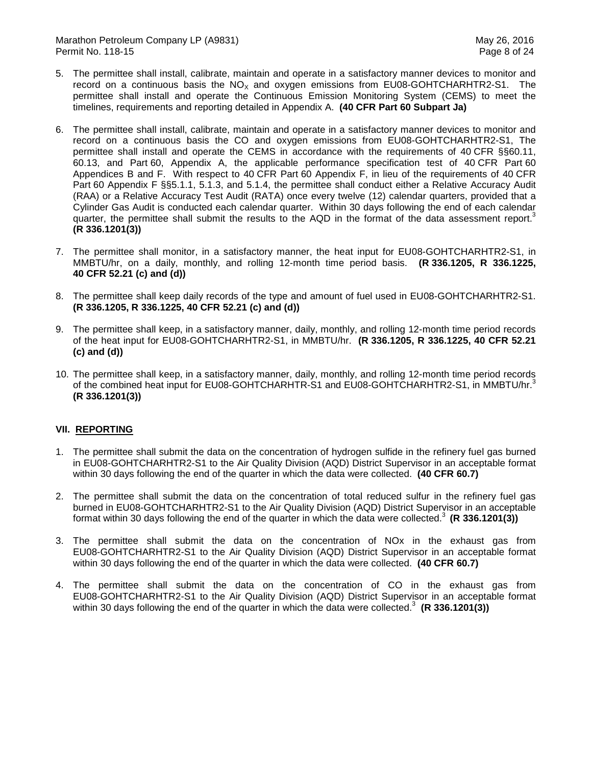5. The permittee shall install, calibrate, maintain and operate in a satisfactory manner devices to monitor and record on a continuous basis the $NO_X$ and oxygen emissions from EU08-GOHTCHARHTR2-S1. The permittee shall install and operate the Continuous Emission Monitoring System (CEMS) to meet the timelines, requirements and reporting detailed in Appendix A. **(40 CFR Part 60 Subpart Ja)**

6. The permittee shall install, calibrate, maintain and operate in a satisfactory manner devices to monitor and record on a continuous basis the CO and oxygen emissions from EU08-GOHTCHARHTR2-S1, The permittee shall install and operate the CEMS in accordance with the requirements of 40 CFR §§60.11, 60.13, and Part 60, Appendix A, the applicable performance specification test of 40 CFR Part 60 Appendices B and F. With respect to 40 CFR Part 60 Appendix F, in lieu of the requirements of 40 CFR Part 60 Appendix F §§5.1.1, 5.1.3, and 5.1.4, the permittee shall conduct either a Relative Accuracy Audit (RAA) or a Relative Accuracy Test Audit (RATA) once every twelve (12) calendar quarters, provided that a Cylinder Gas Audit is conducted each calendar quarter. Within 30 days following the end of each calendar quarter, the permittee shall submit the results to the AQD in the format of the data assessment report.[3] **(R 336.1201(3))**

7. The permittee shall monitor, in a satisfactory manner, the heat input for EU08-GOHTCHARHTR2-S1, in MMBTU/hr, on a daily, monthly, and rolling 12-month time period basis. **(R 336.1205, R 336.1225, 40 CFR 52.21 (c) and (d))**

8. The permittee shall keep daily records of the type and amount of fuel used in EU08-GOHTCHARHTR2-S1. **(R 336.1205, R 336.1225, 40 CFR 52.21 (c) and (d))**

9. The permittee shall keep, in a satisfactory manner, daily, monthly, and rolling 12-month time period records of the heat input for EU08-GOHTCHARHTR2-S1, in MMBTU/hr. **(R 336.1205, R 336.1225, 40 CFR 52.21 (c) and (d))**

10. The permittee shall keep, in a satisfactory manner, daily, monthly, and rolling 12-month time period records of the combined heat input for EU08-GOHTCHARHTR-S1 and EU08-GOHTCHARHTR2-S1, in MMBTU/hr.[3] **(R 336.1201(3))**

## VII. REPORTING

1. The permittee shall submit the data on the concentration of hydrogen sulfide in the refinery fuel gas burned in EU08-GOHTCHARHTR2-S1 to the Air Quality Division (AQD) District Supervisor in an acceptable format within 30 days following the end of the quarter in which the data were collected. **(40 CFR 60.7)**

2. The permittee shall submit the data on the concentration of total reduced sulfur in the refinery fuel gas burned in EU08-GOHTCHARHTR2-S1 to the Air Quality Division (AQD) District Supervisor in an acceptable format within 30 days following the end of the quarter in which the data were collected.[3] **(R 336.1201(3))**

3. The permittee shall submit the data on the concentration of NOx in the exhaust gas from EU08-GOHTCHARHTR2-S1 to the Air Quality Division (AQD) District Supervisor in an acceptable format within 30 days following the end of the quarter in which the data were collected. **(40 CFR 60.7)**

4. The permittee shall submit the data on the concentration of CO in the exhaust gas from EU08-GOHTCHARHTR2-S1 to the Air Quality Division (AQD) District Supervisor in an acceptable format within 30 days following the end of the quarter in which the data were collected.[3] **(R 336.1201(3))**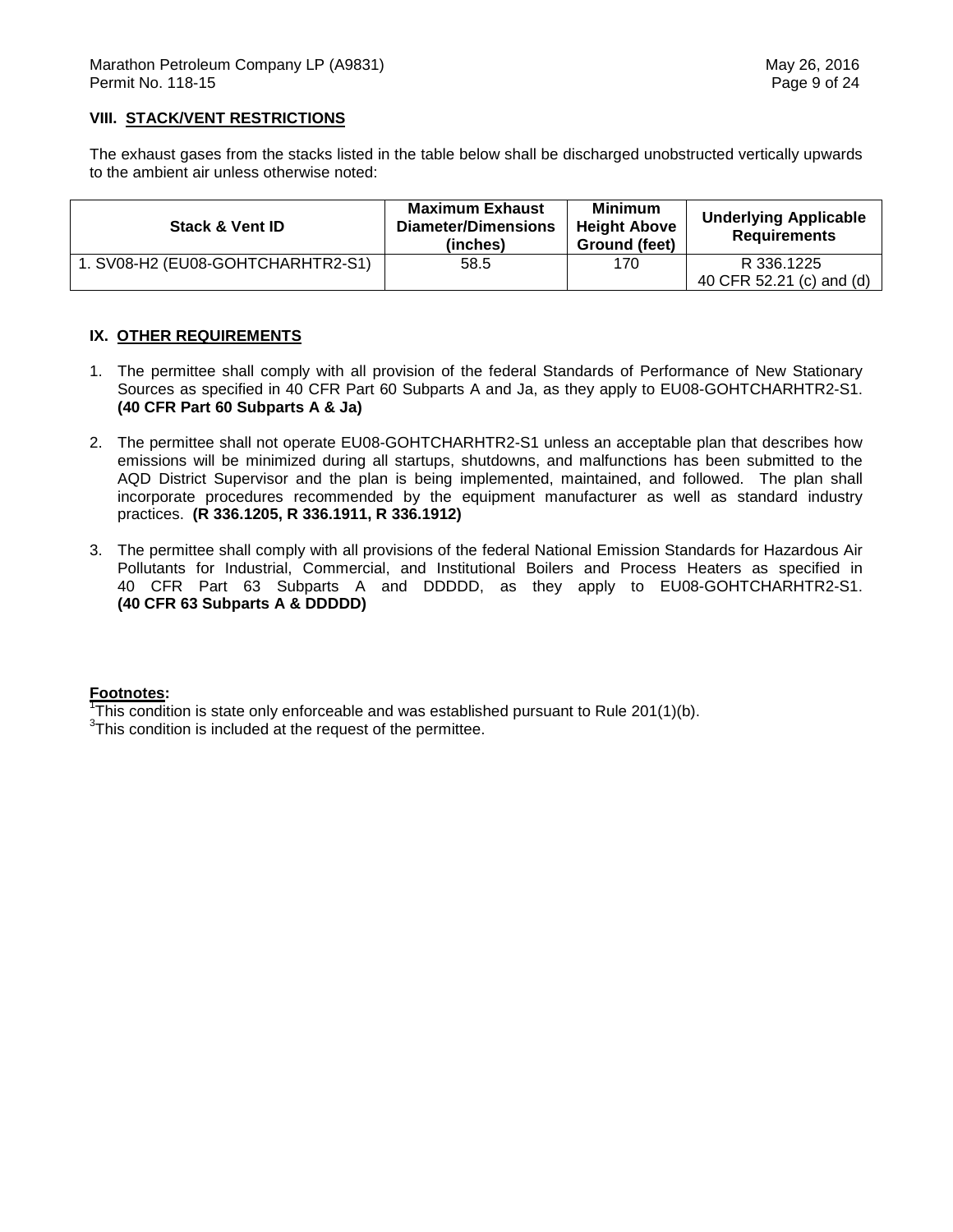## VIII. STACK/VENT RESTRICTIONS

The exhaust gases from the stacks listed in the table below shall be discharged unobstructed vertically upwards to the ambient air unless otherwise noted:

| Stack & Vent ID | Maximum Exhaust Diameter/Dimensions (inches) | Minimum Height Above Ground (feet) | Underlying Applicable Requirements |
|---|---|---|---|
| 1. SV08-H2 (EU08-GOHTCHARHTR2-S1) | 58.5 | 170 | R 336.1225<br>40 CFR 52.21 (c) and (d) |

## IX. OTHER REQUIREMENTS

1. The permittee shall comply with all provision of the federal Standards of Performance of New Stationary Sources as specified in 40 CFR Part 60 Subparts A and Ja, as they apply to EU08-GOHTCHARHTR2-S1. **(40 CFR Part 60 Subparts A & Ja)**

2. The permittee shall not operate EU08-GOHTCHARHTR2-S1 unless an acceptable plan that describes how emissions will be minimized during all startups, shutdowns, and malfunctions has been submitted to the AQD District Supervisor and the plan is being implemented, maintained, and followed. The plan shall incorporate procedures recommended by the equipment manufacturer as well as standard industry practices. **(R 336.1205, R 336.1911, R 336.1912)**

3. The permittee shall comply with all provisions of the federal National Emission Standards for Hazardous Air Pollutants for Industrial, Commercial, and Institutional Boilers and Process Heaters as specified in 40 CFR Part 63 Subparts A and DDDDD, as they apply to EU08-GOHTCHARHTR2-S1. **(40 CFR 63 Subparts A & DDDDD)**

**Footnotes:**

[1]This condition is state only enforceable and was established pursuant to Rule 201(1)(b).

[3]This condition is included at the request of the permittee.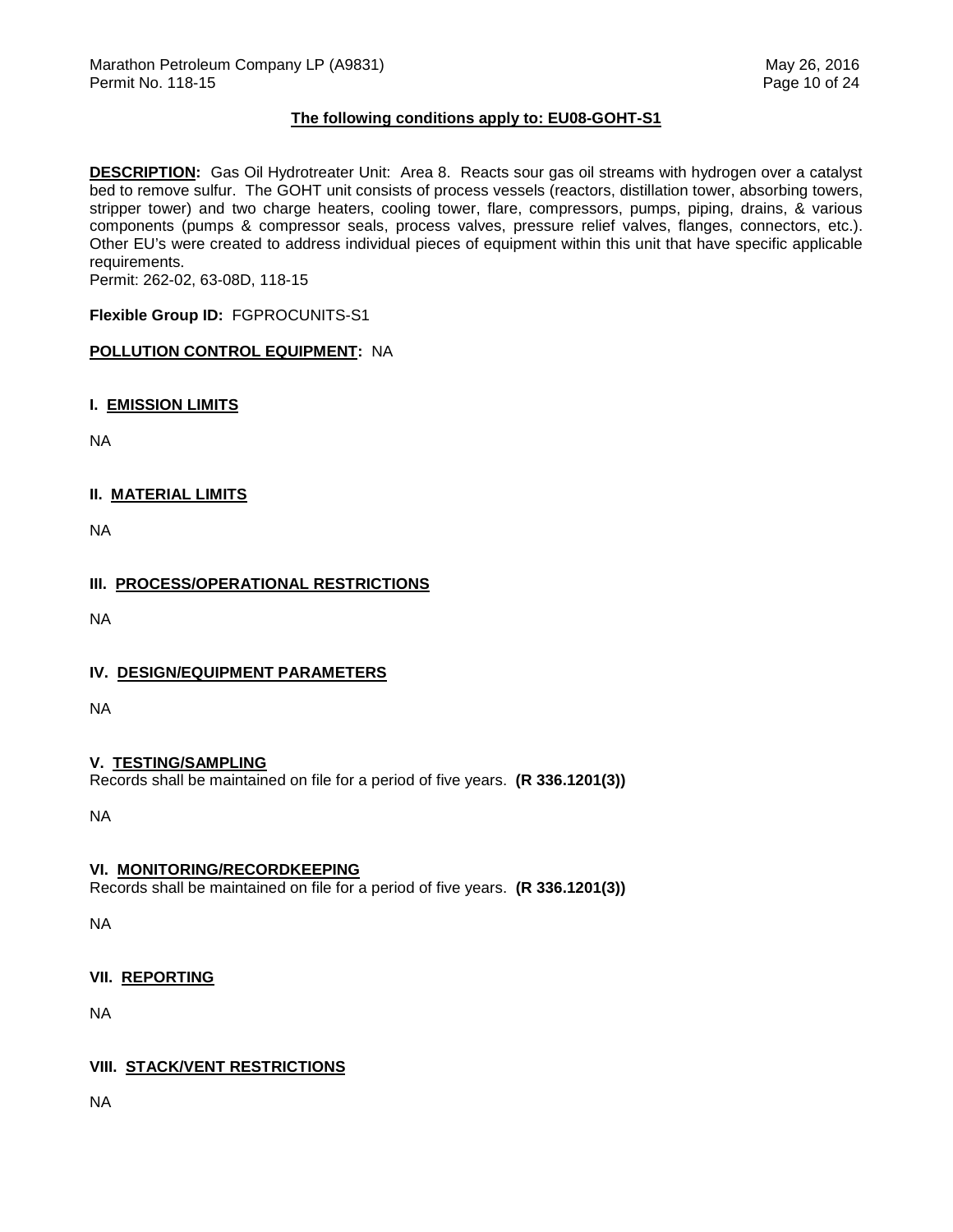**The following conditions apply to: EU08-GOHT-S1**

**DESCRIPTION:** Gas Oil Hydrotreater Unit: Area 8. Reacts sour gas oil streams with hydrogen over a catalyst bed to remove sulfur. The GOHT unit consists of process vessels (reactors, distillation tower, absorbing towers, stripper tower) and two charge heaters, cooling tower, flare, compressors, pumps, piping, drains, & various components (pumps & compressor seals, process valves, pressure relief valves, flanges, connectors, etc.). Other EU's were created to address individual pieces of equipment within this unit that have specific applicable requirements.
Permit: 262-02, 63-08D, 118-15

**Flexible Group ID:** FGPROCUNITS-S1

**POLLUTION CONTROL EQUIPMENT:** NA

## I. EMISSION LIMITS

NA

## II. MATERIAL LIMITS

NA

## III. PROCESS/OPERATIONAL RESTRICTIONS

NA

## IV. DESIGN/EQUIPMENT PARAMETERS

NA

## V. TESTING/SAMPLING

Records shall be maintained on file for a period of five years. **(R 336.1201(3))**

NA

## VI. MONITORING/RECORDKEEPING

Records shall be maintained on file for a period of five years. **(R 336.1201(3))**

NA

## VII. REPORTING

NA

## VIII. STACK/VENT RESTRICTIONS

NA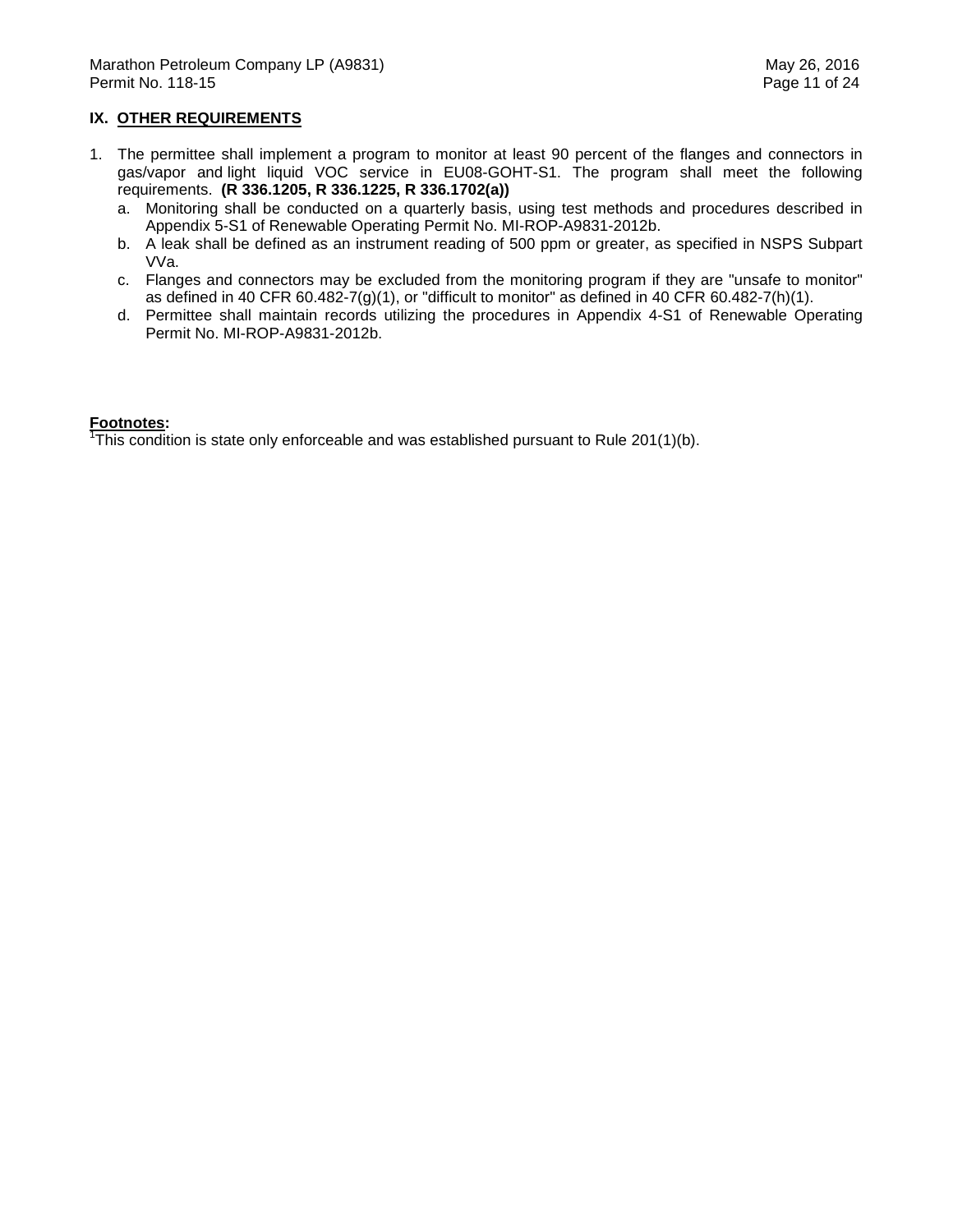## IX. OTHER REQUIREMENTS

1. The permittee shall implement a program to monitor at least 90 percent of the flanges and connectors in gas/vapor and light liquid VOC service in EU08-GOHT-S1. The program shall meet the following requirements. **(R 336.1205, R 336.1225, R 336.1702(a))**
   a. Monitoring shall be conducted on a quarterly basis, using test methods and procedures described in Appendix 5-S1 of Renewable Operating Permit No. MI-ROP-A9831-2012b.
   b. A leak shall be defined as an instrument reading of 500 ppm or greater, as specified in NSPS Subpart VVa.
   c. Flanges and connectors may be excluded from the monitoring program if they are "unsafe to monitor" as defined in 40 CFR 60.482-7(g)(1), or "difficult to monitor" as defined in 40 CFR 60.482-7(h)(1).
   d. Permittee shall maintain records utilizing the procedures in Appendix 4-S1 of Renewable Operating Permit No. MI-ROP-A9831-2012b.

**Footnotes:**

[1]This condition is state only enforceable and was established pursuant to Rule 201(1)(b).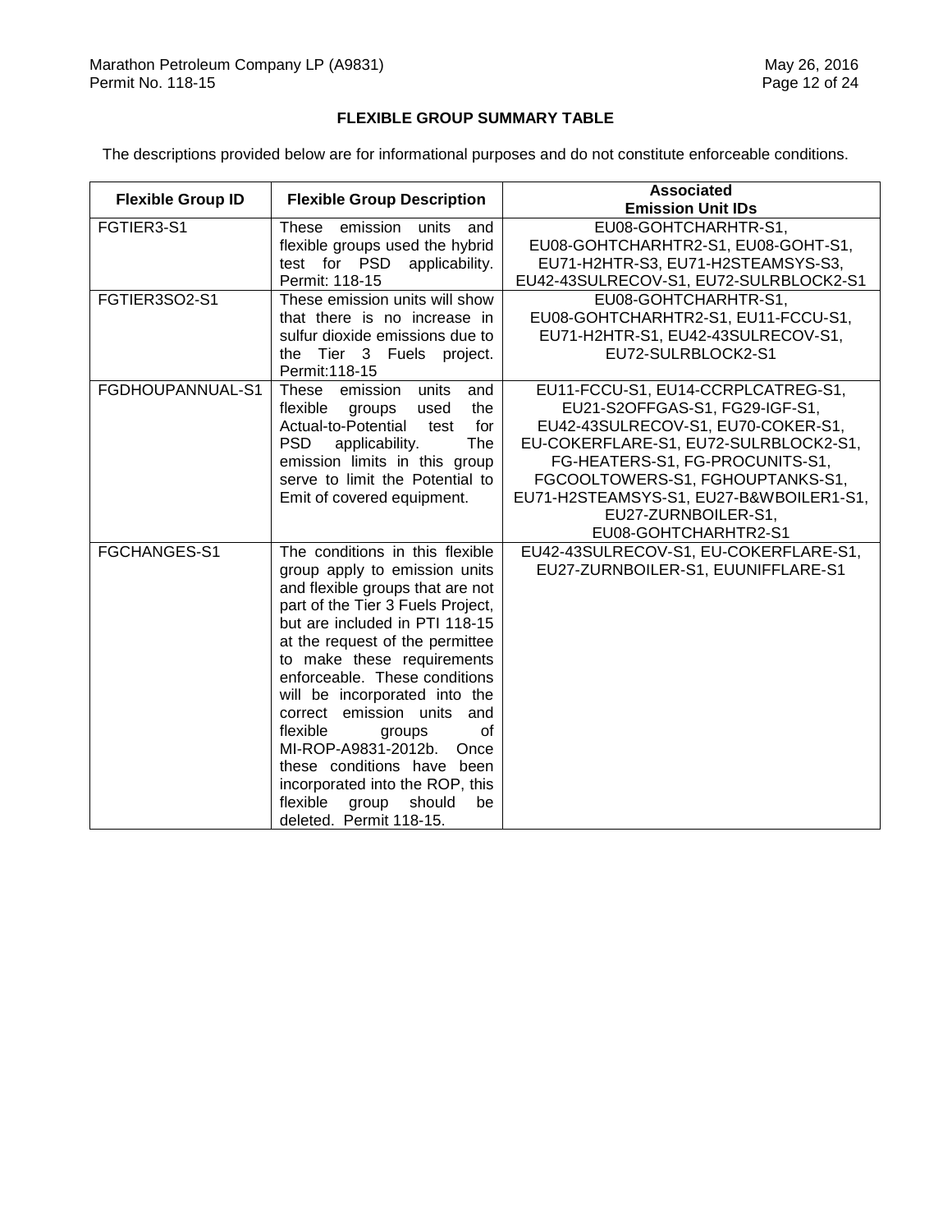**FLEXIBLE GROUP SUMMARY TABLE**

The descriptions provided below are for informational purposes and do not constitute enforceable conditions.

| Flexible Group ID | Flexible Group Description | Associated Emission Unit IDs |
|---|---|---|
| FGTIER3-S1 | These emission units and flexible groups used the hybrid test for PSD applicability. Permit: 118-15 | EU08-GOHTCHARHTR-S1, EU08-GOHTCHARHTR2-S1, EU08-GOHT-S1, EU71-H2HTR-S3, EU71-H2STEAMSYS-S3, EU42-43SULRECOV-S1, EU72-SULRBLOCK2-S1 |
| FGTIER3SO2-S1 | These emission units will show that there is no increase in sulfur dioxide emissions due to the Tier 3 Fuels project. Permit:118-15 | EU08-GOHTCHARHTR-S1, EU08-GOHTCHARHTR2-S1, EU11-FCCU-S1, EU71-H2HTR-S1, EU42-43SULRECOV-S1, EU72-SULRBLOCK2-S1 |
| FGDHOUPANNUAL-S1 | These emission units and flexible groups used the Actual-to-Potential test for PSD applicability. The emission limits in this group serve to limit the Potential to Emit of covered equipment. | EU11-FCCU-S1, EU14-CCRPLCATREG-S1, EU21-S2OFFGAS-S1, FG29-IGF-S1, EU42-43SULRECOV-S1, EU70-COKER-S1, EU-COKERFLARE-S1, EU72-SULRBLOCK2-S1, FG-HEATERS-S1, FG-PROCUNITS-S1, FGCOOLTOWERS-S1, FGHOUPTANKS-S1, EU71-H2STEAMSYS-S1, EU27-B&WBOILER1-S1, EU27-ZURNBOILER-S1, EU08-GOHTCHARHTR2-S1 |
| FGCHANGES-S1 | The conditions in this flexible group apply to emission units and flexible groups that are not part of the Tier 3 Fuels Project, but are included in PTI 118-15 at the request of the permittee to make these requirements enforceable. These conditions will be incorporated into the correct emission units and flexible groups of MI-ROP-A9831-2012b. Once these conditions have been incorporated into the ROP, this flexible group should be deleted. Permit 118-15. | EU42-43SULRECOV-S1, EU-COKERFLARE-S1, EU27-ZURNBOILER-S1, EUUNIFFLARE-S1 |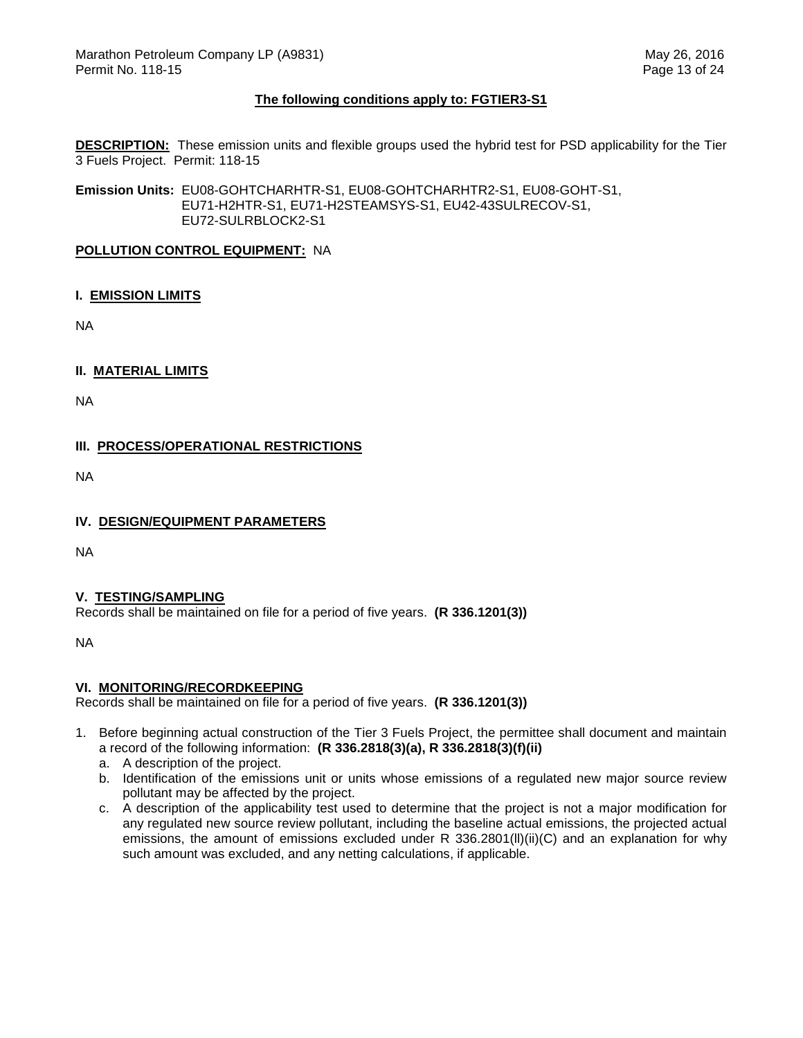**The following conditions apply to: FGTIER3-S1**

**DESCRIPTION:** These emission units and flexible groups used the hybrid test for PSD applicability for the Tier 3 Fuels Project. Permit: 118-15

**Emission Units:** EU08-GOHTCHARHTR-S1, EU08-GOHTCHARHTR2-S1, EU08-GOHT-S1, EU71-H2HTR-S1, EU71-H2STEAMSYS-S1, EU42-43SULRECOV-S1, EU72-SULRBLOCK2-S1

**POLLUTION CONTROL EQUIPMENT:** NA

## I. EMISSION LIMITS

NA

## II. MATERIAL LIMITS

NA

## III. PROCESS/OPERATIONAL RESTRICTIONS

NA

## IV. DESIGN/EQUIPMENT PARAMETERS

NA

## V. TESTING/SAMPLING

Records shall be maintained on file for a period of five years. **(R 336.1201(3))**

NA

## VI. MONITORING/RECORDKEEPING

Records shall be maintained on file for a period of five years. **(R 336.1201(3))**

1. Before beginning actual construction of the Tier 3 Fuels Project, the permittee shall document and maintain a record of the following information: **(R 336.2818(3)(a), R 336.2818(3)(f)(ii)**
   a. A description of the project.
   b. Identification of the emissions unit or units whose emissions of a regulated new major source review pollutant may be affected by the project.
   c. A description of the applicability test used to determine that the project is not a major modification for any regulated new source review pollutant, including the baseline actual emissions, the projected actual emissions, the amount of emissions excluded under R 336.2801(ll)(ii)(C) and an explanation for why such amount was excluded, and any netting calculations, if applicable.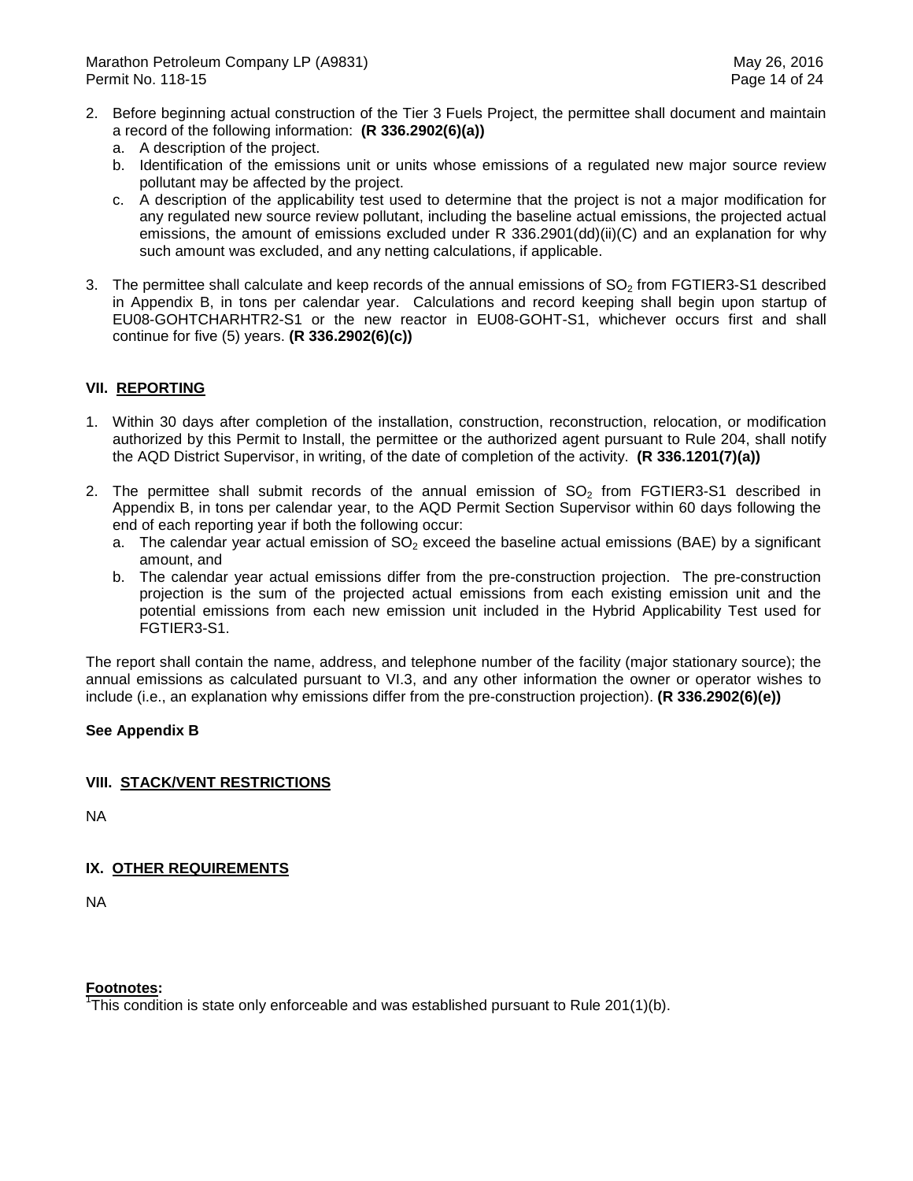2. Before beginning actual construction of the Tier 3 Fuels Project, the permittee shall document and maintain a record of the following information: **(R 336.2902(6)(a))**
   a. A description of the project.
   b. Identification of the emissions unit or units whose emissions of a regulated new major source review pollutant may be affected by the project.
   c. A description of the applicability test used to determine that the project is not a major modification for any regulated new source review pollutant, including the baseline actual emissions, the projected actual emissions, the amount of emissions excluded under R 336.2901(dd)(ii)(C) and an explanation for why such amount was excluded, and any netting calculations, if applicable.

3. The permittee shall calculate and keep records of the annual emissions of $SO_2$ from FGTIER3-S1 described in Appendix B, in tons per calendar year. Calculations and record keeping shall begin upon startup of EU08-GOHTCHARHTR2-S1 or the new reactor in EU08-GOHT-S1, whichever occurs first and shall continue for five (5) years. **(R 336.2902(6)(c))**

## VII. REPORTING

1. Within 30 days after completion of the installation, construction, reconstruction, relocation, or modification authorized by this Permit to Install, the permittee or the authorized agent pursuant to Rule 204, shall notify the AQD District Supervisor, in writing, of the date of completion of the activity. **(R 336.1201(7)(a))**

2. The permittee shall submit records of the annual emission of $SO_2$ from FGTIER3-S1 described in Appendix B, in tons per calendar year, to the AQD Permit Section Supervisor within 60 days following the end of each reporting year if both the following occur:
   a. The calendar year actual emission of $SO_2$ exceed the baseline actual emissions (BAE) by a significant amount, and
   b. The calendar year actual emissions differ from the pre-construction projection. The pre-construction projection is the sum of the projected actual emissions from each existing emission unit and the potential emissions from each new emission unit included in the Hybrid Applicability Test used for FGTIER3-S1.

The report shall contain the name, address, and telephone number of the facility (major stationary source); the annual emissions as calculated pursuant to VI.3, and any other information the owner or operator wishes to include (i.e., an explanation why emissions differ from the pre-construction projection). **(R 336.2902(6)(e))**

**See Appendix B**

## VIII. STACK/VENT RESTRICTIONS

NA

## IX. OTHER REQUIREMENTS

NA

**Footnotes:**

[1] This condition is state only enforceable and was established pursuant to Rule 201(1)(b).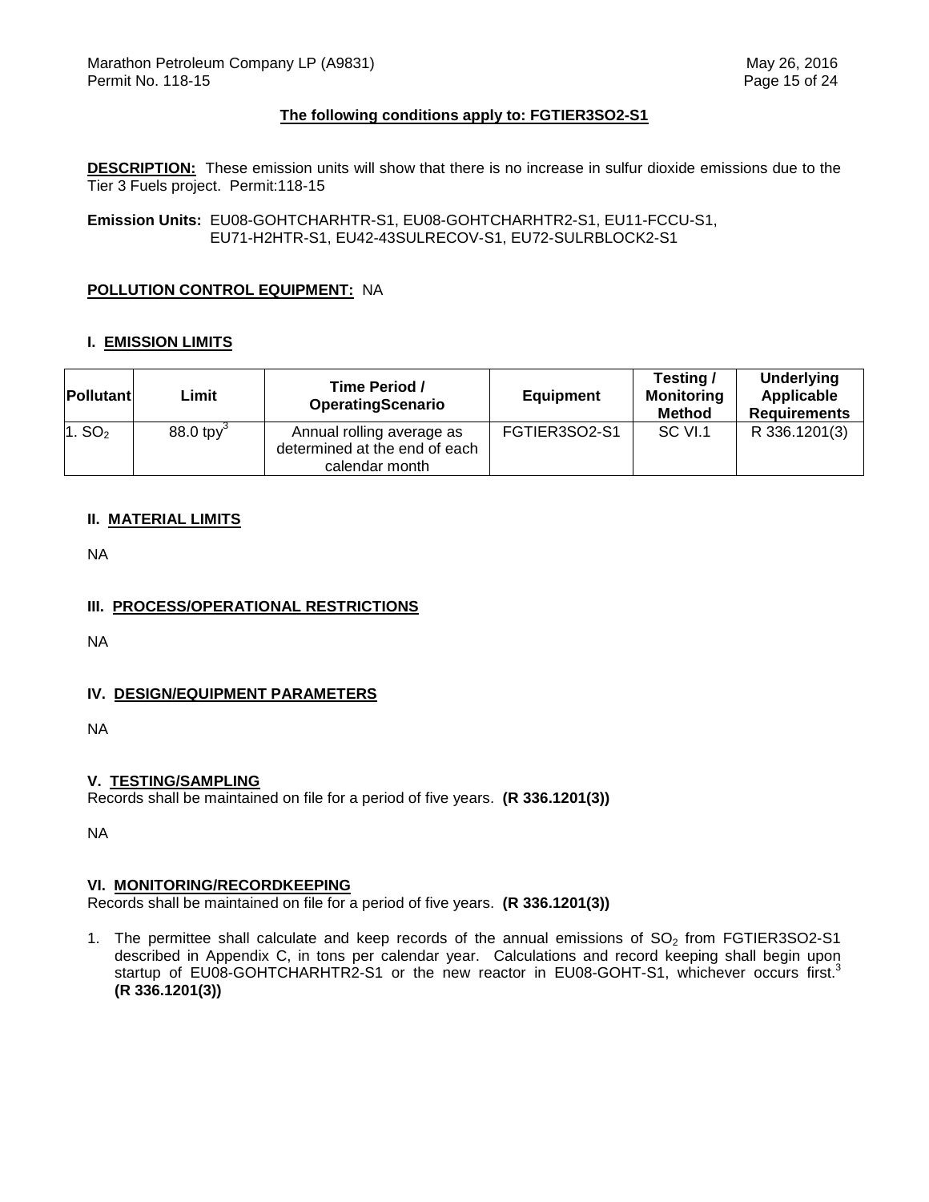**The following conditions apply to: FGTIER3SO2-S1**

**DESCRIPTION:** These emission units will show that there is no increase in sulfur dioxide emissions due to the Tier 3 Fuels project. Permit:118-15

**Emission Units:** EU08-GOHTCHARHTR-S1, EU08-GOHTCHARHTR2-S1, EU11-FCCU-S1, EU71-H2HTR-S1, EU42-43SULRECOV-S1, EU72-SULRBLOCK2-S1

**POLLUTION CONTROL EQUIPMENT:** NA

## I. EMISSION LIMITS

| Pollutant | Limit | Time Period / OperatingScenario | Equipment | Testing / Monitoring Method | Underlying Applicable Requirements |
|---|---|---|---|---|---|
| 1. $SO_2$ | 88.0 tpy[3] | Annual rolling average as determined at the end of each calendar month | FGTIER3SO2-S1 | SC VI.1 | R 336.1201(3) |

## II. MATERIAL LIMITS

NA

## III. PROCESS/OPERATIONAL RESTRICTIONS

NA

## IV. DESIGN/EQUIPMENT PARAMETERS

NA

## V. TESTING/SAMPLING

Records shall be maintained on file for a period of five years. **(R 336.1201(3))**

NA

## VI. MONITORING/RECORDKEEPING

Records shall be maintained on file for a period of five years. **(R 336.1201(3))**

1. The permittee shall calculate and keep records of the annual emissions of $SO_2$ from FGTIER3SO2-S1 described in Appendix C, in tons per calendar year. Calculations and record keeping shall begin upon startup of EU08-GOHTCHARHTR2-S1 or the new reactor in EU08-GOHT-S1, whichever occurs first.[3] **(R 336.1201(3))**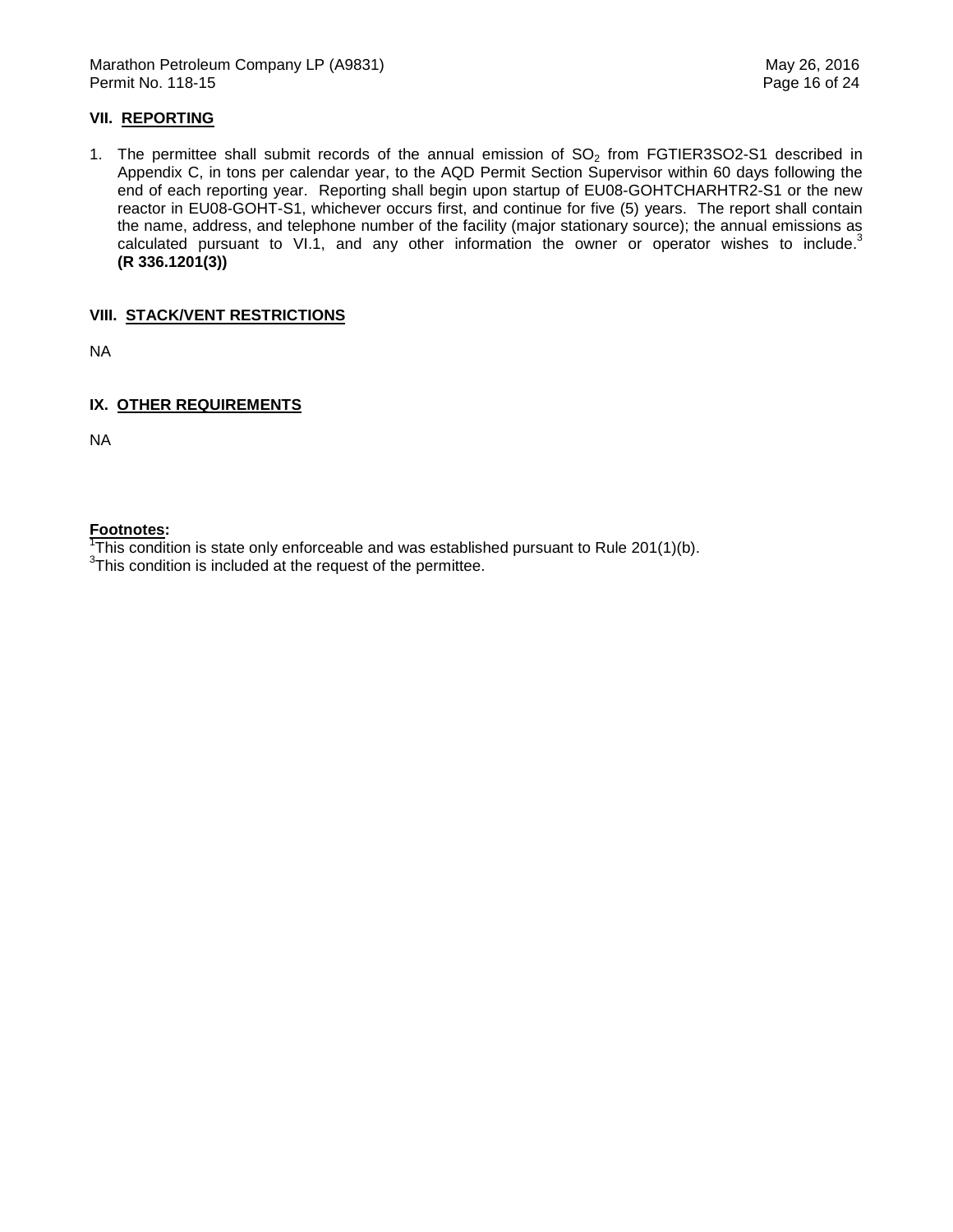## VII. REPORTING

1. The permittee shall submit records of the annual emission of $SO_2$ from FGTIER3SO2-S1 described in Appendix C, in tons per calendar year, to the AQD Permit Section Supervisor within 60 days following the end of each reporting year. Reporting shall begin upon startup of EU08-GOHTCHARHTR2-S1 or the new reactor in EU08-GOHT-S1, whichever occurs first, and continue for five (5) years. The report shall contain the name, address, and telephone number of the facility (major stationary source); the annual emissions as calculated pursuant to VI.1, and any other information the owner or operator wishes to include.[3] **(R 336.1201(3))**

## VIII. STACK/VENT RESTRICTIONS

NA

## IX. OTHER REQUIREMENTS

NA

**Footnotes:**
[1]This condition is state only enforceable and was established pursuant to Rule 201(1)(b).
[3]This condition is included at the request of the permittee.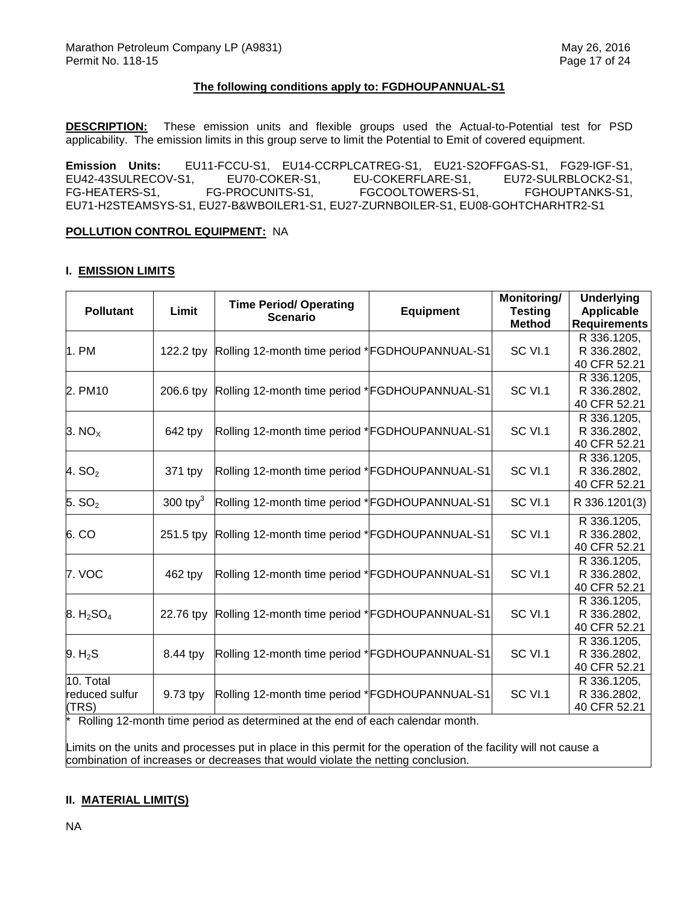**The following conditions apply to: FGDHOUPANNUAL-S1**

**DESCRIPTION:** These emission units and flexible groups used the Actual-to-Potential test for PSD applicability. The emission limits in this group serve to limit the Potential to Emit of covered equipment.

**Emission Units:** EU11-FCCU-S1, EU14-CCRPLCATREG-S1, EU21-S2OFFGAS-S1, FG29-IGF-S1, EU42-43SULRECOV-S1, EU70-COKER-S1, EU-COKERFLARE-S1, EU72-SULRBLOCK2-S1, FG-HEATERS-S1, FG-PROCUNITS-S1, FGCOOLTOWERS-S1, FGHOUPTANKS-S1, EU71-H2STEAMSYS-S1, EU27-B&WBOILER1-S1, EU27-ZURNBOILER-S1, EU08-GOHTCHARHTR2-S1

**POLLUTION CONTROL EQUIPMENT:** NA

## I. EMISSION LIMITS

| Pollutant | Limit | Time Period/ Operating Scenario | Equipment | Monitoring/ Testing Method | Underlying Applicable Requirements |
|---|---|---|---|---|---|
| 1. PM | 122.2 tpy | Rolling 12-month time period * | FGDHOUPANNUAL-S1 | SC VI.1 | R 336.1205, R 336.2802, 40 CFR 52.21 |
| 2. PM10 | 206.6 tpy | Rolling 12-month time period * | FGDHOUPANNUAL-S1 | SC VI.1 | R 336.1205, R 336.2802, 40 CFR 52.21 |
| 3. $NO_x$ | 642 tpy | Rolling 12-month time period * | FGDHOUPANNUAL-S1 | SC VI.1 | R 336.1205, R 336.2802, 40 CFR 52.21 |
| 4. $SO_2$ | 371 tpy | Rolling 12-month time period * | FGDHOUPANNUAL-S1 | SC VI.1 | R 336.1205, R 336.2802, 40 CFR 52.21 |
| 5. $SO_2$ | 300 tpy[3] | Rolling 12-month time period * | FGDHOUPANNUAL-S1 | SC VI.1 | R 336.1201(3) |
| 6. CO | 251.5 tpy | Rolling 12-month time period * | FGDHOUPANNUAL-S1 | SC VI.1 | R 336.1205, R 336.2802, 40 CFR 52.21 |
| 7. VOC | 462 tpy | Rolling 12-month time period * | FGDHOUPANNUAL-S1 | SC VI.1 | R 336.1205, R 336.2802, 40 CFR 52.21 |
| 8. $H_2SO_4$ | 22.76 tpy | Rolling 12-month time period * | FGDHOUPANNUAL-S1 | SC VI.1 | R 336.1205, R 336.2802, 40 CFR 52.21 |
| 9. $H_2S$ | 8.44 tpy | Rolling 12-month time period * | FGDHOUPANNUAL-S1 | SC VI.1 | R 336.1205, R 336.2802, 40 CFR 52.21 |
| 10. Total reduced sulfur (TRS) | 9.73 tpy | Rolling 12-month time period * | FGDHOUPANNUAL-S1 | SC VI.1 | R 336.1205, R 336.2802, 40 CFR 52.21 |

\* Rolling 12-month time period as determined at the end of each calendar month.

Limits on the units and processes put in place in this permit for the operation of the facility will not cause a combination of increases or decreases that would violate the netting conclusion.

## II. MATERIAL LIMIT(S)

NA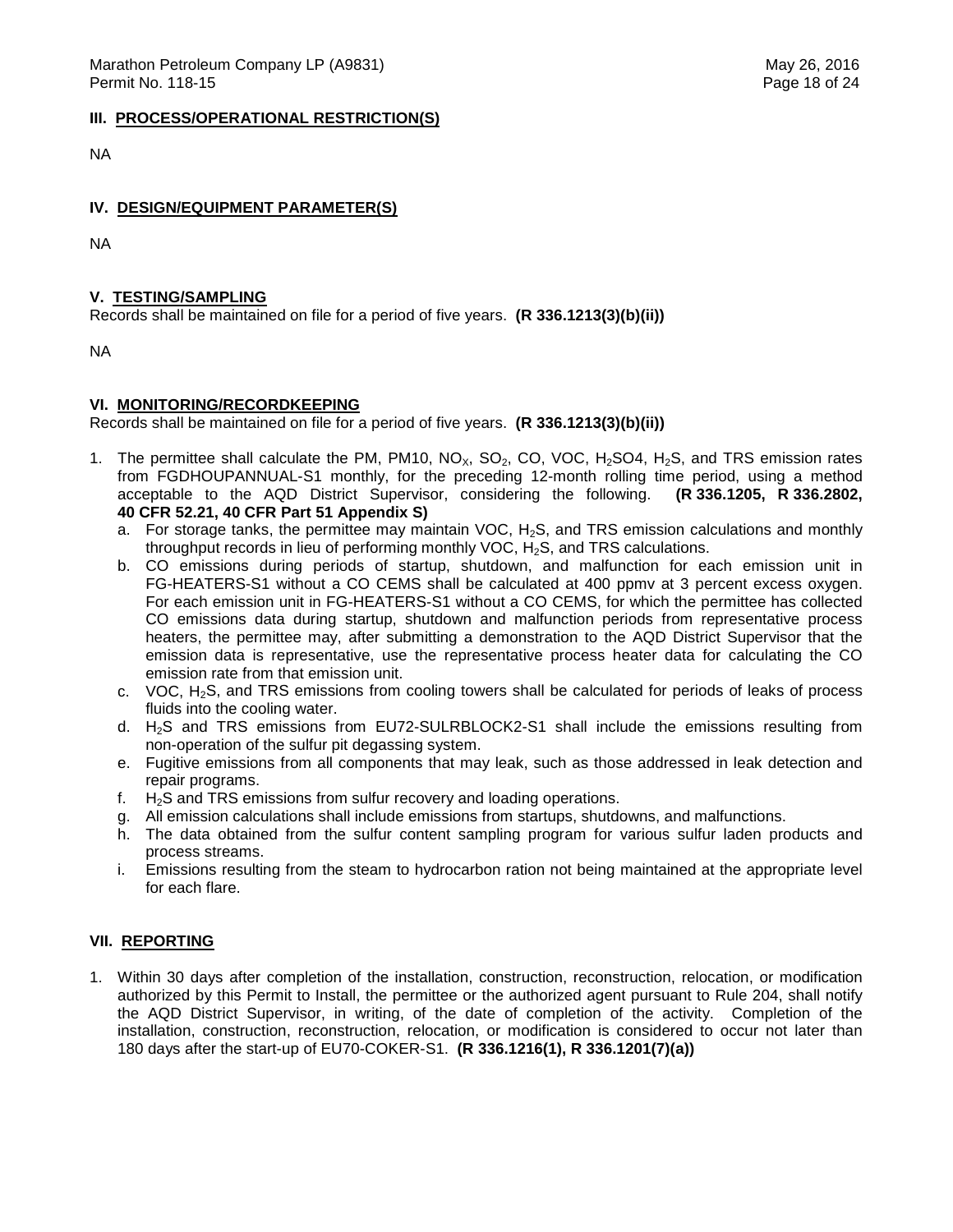### III. PROCESS/OPERATIONAL RESTRICTION(S)

NA

### IV. DESIGN/EQUIPMENT PARAMETER(S)

NA

### V. TESTING/SAMPLING

Records shall be maintained on file for a period of five years. **(R 336.1213(3)(b)(ii))**

NA

### VI. MONITORING/RECORDKEEPING

Records shall be maintained on file for a period of five years. **(R 336.1213(3)(b)(ii))**

1. The permittee shall calculate the PM, PM10, $NO_X$, $SO_2$, CO, VOC, $H_2SO4$, $H_2S$, and TRS emission rates from FGDHOUPANNUAL-S1 monthly, for the preceding 12-month rolling time period, using a method acceptable to the AQD District Supervisor, considering the following. **(R 336.1205, R 336.2802, 40 CFR 52.21, 40 CFR Part 51 Appendix S)**
   a. For storage tanks, the permittee may maintain VOC, $H_2S$, and TRS emission calculations and monthly throughput records in lieu of performing monthly VOC, $H_2S$, and TRS calculations.
   b. CO emissions during periods of startup, shutdown, and malfunction for each emission unit in FG-HEATERS-S1 without a CO CEMS shall be calculated at 400 ppmv at 3 percent excess oxygen. For each emission unit in FG-HEATERS-S1 without a CO CEMS, for which the permittee has collected CO emissions data during startup, shutdown and malfunction periods from representative process heaters, the permittee may, after submitting a demonstration to the AQD District Supervisor that the emission data is representative, use the representative process heater data for calculating the CO emission rate from that emission unit.
   c. VOC, $H_2S$, and TRS emissions from cooling towers shall be calculated for periods of leaks of process fluids into the cooling water.
   d. $H_2S$ and TRS emissions from EU72-SULRBLOCK2-S1 shall include the emissions resulting from non-operation of the sulfur pit degassing system.
   e. Fugitive emissions from all components that may leak, such as those addressed in leak detection and repair programs.
   f. $H_2S$ and TRS emissions from sulfur recovery and loading operations.
   g. All emission calculations shall include emissions from startups, shutdowns, and malfunctions.
   h. The data obtained from the sulfur content sampling program for various sulfur laden products and process streams.
   i. Emissions resulting from the steam to hydrocarbon ration not being maintained at the appropriate level for each flare.

### VII. REPORTING

1. Within 30 days after completion of the installation, construction, reconstruction, relocation, or modification authorized by this Permit to Install, the permittee or the authorized agent pursuant to Rule 204, shall notify the AQD District Supervisor, in writing, of the date of completion of the activity. Completion of the installation, construction, reconstruction, relocation, or modification is considered to occur not later than 180 days after the start-up of EU70-COKER-S1. **(R 336.1216(1), R 336.1201(7)(a))**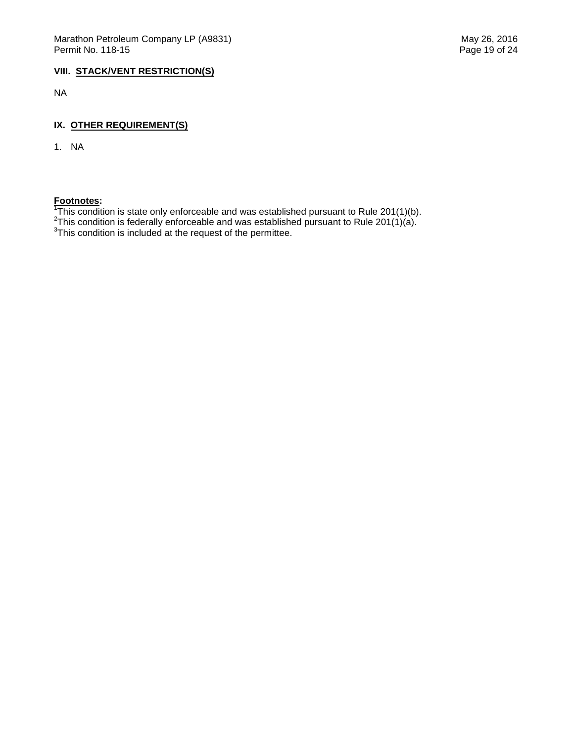## VIII. STACK/VENT RESTRICTION(S)

NA

## IX. OTHER REQUIREMENT(S)

1. NA

**Footnotes:**
[1]This condition is state only enforceable and was established pursuant to Rule 201(1)(b).
[2]This condition is federally enforceable and was established pursuant to Rule 201(1)(a).
[3]This condition is included at the request of the permittee.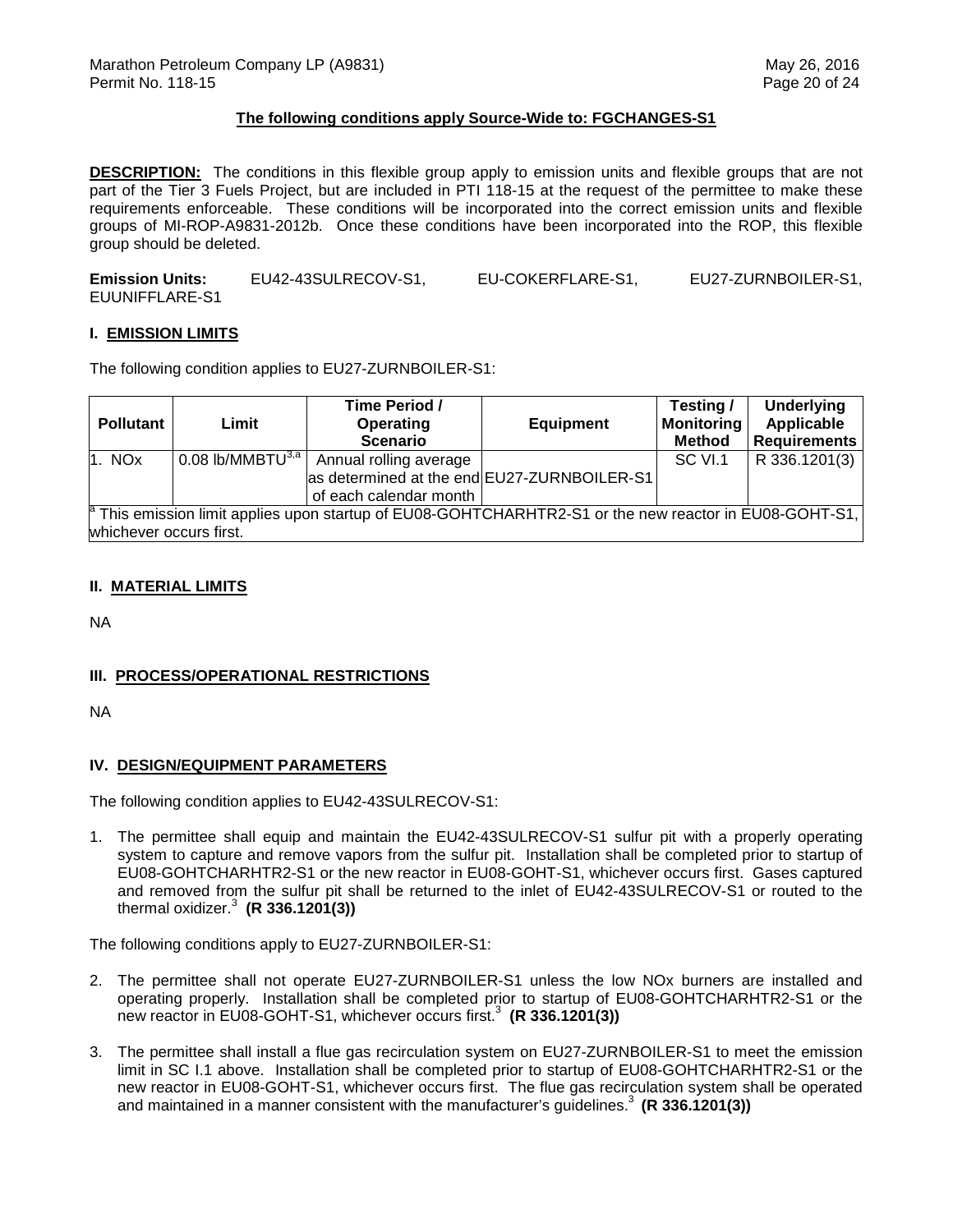**The following conditions apply Source-Wide to: FGCHANGES-S1**

**DESCRIPTION:** The conditions in this flexible group apply to emission units and flexible groups that are not part of the Tier 3 Fuels Project, but are included in PTI 118-15 at the request of the permittee to make these requirements enforceable. These conditions will be incorporated into the correct emission units and flexible groups of MI-ROP-A9831-2012b. Once these conditions have been incorporated into the ROP, this flexible group should be deleted.

**Emission Units:** EU42-43SULRECOV-S1, EU-COKERFLARE-S1, EU27-ZURNBOILER-S1, EUUNIFFLARE-S1

## I. EMISSION LIMITS

The following condition applies to EU27-ZURNBOILER-S1:

| Pollutant | Limit | Time Period / Operating Scenario | Equipment | Testing / Monitoring Method | Underlying Applicable Requirements |
|---|---|---|---|---|---|
| 1. NOx | 0.08 lb/MMBTU[3,a] | Annual rolling average as determined at the end of each calendar month | EU27-ZURNBOILER-S1 | SC VI.1 | R 336.1201(3) |

[a] This emission limit applies upon startup of EU08-GOHTCHARHTR2-S1 or the new reactor in EU08-GOHT-S1, whichever occurs first.

## II. MATERIAL LIMITS

NA

## III. PROCESS/OPERATIONAL RESTRICTIONS

NA

## IV. DESIGN/EQUIPMENT PARAMETERS

The following condition applies to EU42-43SULRECOV-S1:

1. The permittee shall equip and maintain the EU42-43SULRECOV-S1 sulfur pit with a properly operating system to capture and remove vapors from the sulfur pit. Installation shall be completed prior to startup of EU08-GOHTCHARHTR2-S1 or the new reactor in EU08-GOHT-S1, whichever occurs first. Gases captured and removed from the sulfur pit shall be returned to the inlet of EU42-43SULRECOV-S1 or routed to the thermal oxidizer.[3] **(R 336.1201(3))**

The following conditions apply to EU27-ZURNBOILER-S1:

2. The permittee shall not operate EU27-ZURNBOILER-S1 unless the low NOx burners are installed and operating properly. Installation shall be completed prior to startup of EU08-GOHTCHARHTR2-S1 or the new reactor in EU08-GOHT-S1, whichever occurs first.[3] **(R 336.1201(3))**

3. The permittee shall install a flue gas recirculation system on EU27-ZURNBOILER-S1 to meet the emission limit in SC I.1 above. Installation shall be completed prior to startup of EU08-GOHTCHARHTR2-S1 or the new reactor in EU08-GOHT-S1, whichever occurs first. The flue gas recirculation system shall be operated and maintained in a manner consistent with the manufacturer's guidelines.[3] **(R 336.1201(3))**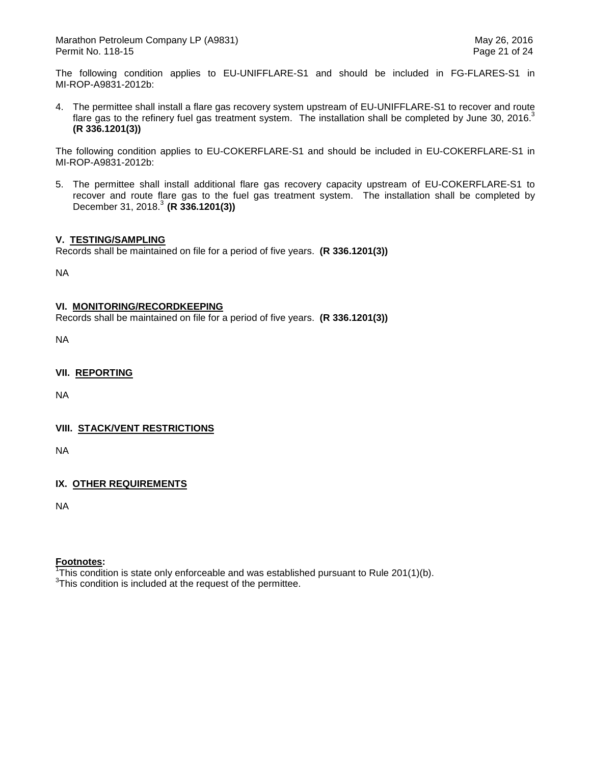The following condition applies to EU-UNIFFLARE-S1 and should be included in FG-FLARES-S1 in MI-ROP-A9831-2012b:

4. The permittee shall install a flare gas recovery system upstream of EU-UNIFFLARE-S1 to recover and route flare gas to the refinery fuel gas treatment system. The installation shall be completed by June 30, 2016.[3] **(R 336.1201(3))**

The following condition applies to EU-COKERFLARE-S1 and should be included in EU-COKERFLARE-S1 in MI-ROP-A9831-2012b:

5. The permittee shall install additional flare gas recovery capacity upstream of EU-COKERFLARE-S1 to recover and route flare gas to the fuel gas treatment system. The installation shall be completed by December 31, 2018.[3] **(R 336.1201(3))**

## V. <u>TESTING/SAMPLING</u>

Records shall be maintained on file for a period of five years. **(R 336.1201(3))**

NA

## VI. <u>MONITORING/RECORDKEEPING</u>

Records shall be maintained on file for a period of five years. **(R 336.1201(3))**

NA

## VII. <u>REPORTING</u>

NA

## VIII. <u>STACK/VENT RESTRICTIONS</u>

NA

## IX. <u>OTHER REQUIREMENTS</u>

NA

**<u>Footnotes</u>:**

[1]This condition is state only enforceable and was established pursuant to Rule 201(1)(b).

[3]This condition is included at the request of the permittee.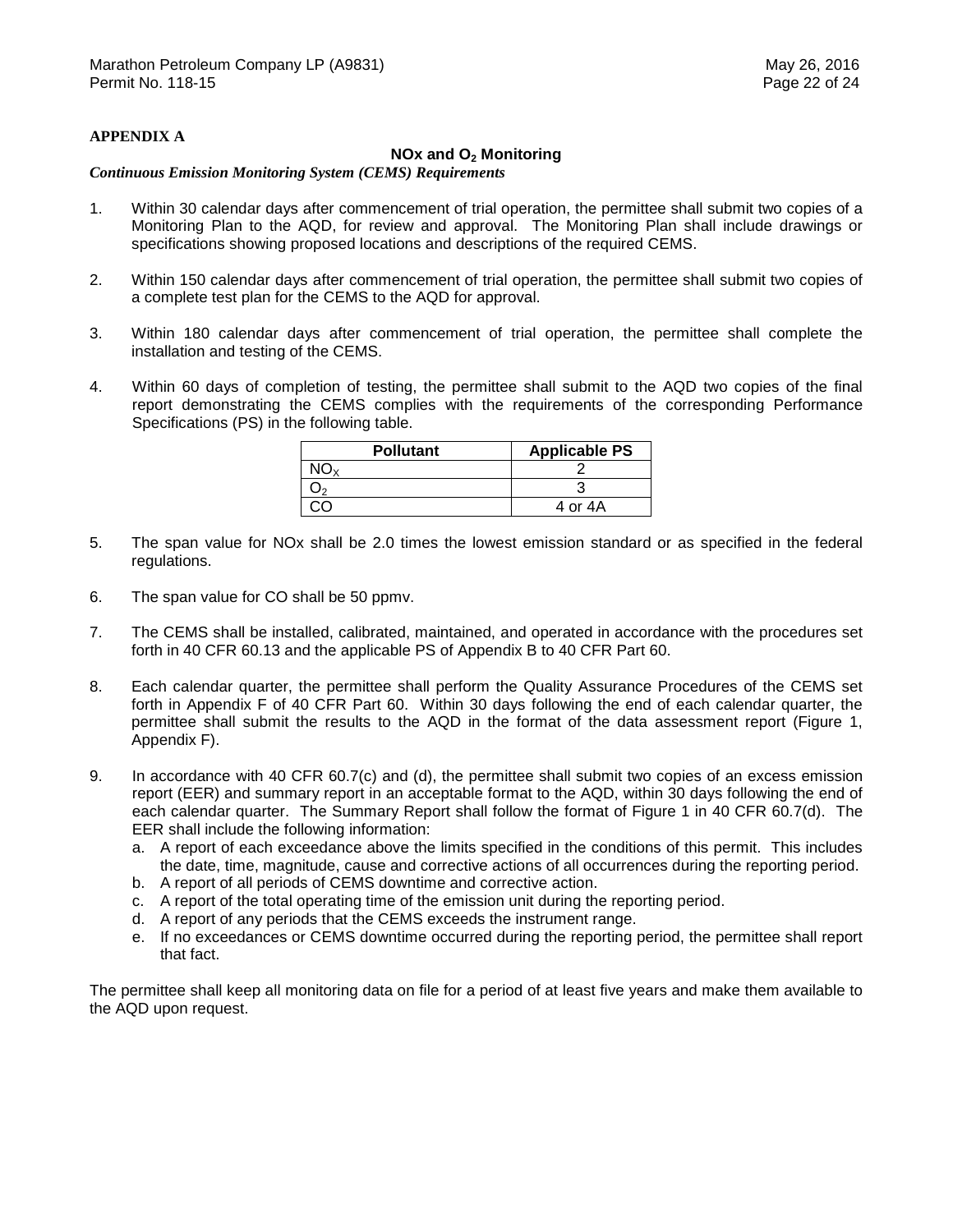**APPENDIX A**

**NOx and $O_2$ Monitoring**

***Continuous Emission Monitoring System (CEMS) Requirements***

1. Within 30 calendar days after commencement of trial operation, the permittee shall submit two copies of a Monitoring Plan to the AQD, for review and approval. The Monitoring Plan shall include drawings or specifications showing proposed locations and descriptions of the required CEMS.

2. Within 150 calendar days after commencement of trial operation, the permittee shall submit two copies of a complete test plan for the CEMS to the AQD for approval.

3. Within 180 calendar days after commencement of trial operation, the permittee shall complete the installation and testing of the CEMS.

4. Within 60 days of completion of testing, the permittee shall submit to the AQD two copies of the final report demonstrating the CEMS complies with the requirements of the corresponding Performance Specifications (PS) in the following table.

| Pollutant | Applicable PS |
|---|---|
| $NO_X$ | 2 |
| $O_2$ | 3 |
| CO | 4 or 4A |

5. The span value for NOx shall be 2.0 times the lowest emission standard or as specified in the federal regulations.

6. The span value for CO shall be 50 ppmv.

7. The CEMS shall be installed, calibrated, maintained, and operated in accordance with the procedures set forth in 40 CFR 60.13 and the applicable PS of Appendix B to 40 CFR Part 60.

8. Each calendar quarter, the permittee shall perform the Quality Assurance Procedures of the CEMS set forth in Appendix F of 40 CFR Part 60. Within 30 days following the end of each calendar quarter, the permittee shall submit the results to the AQD in the format of the data assessment report (Figure 1, Appendix F).

9. In accordance with 40 CFR 60.7(c) and (d), the permittee shall submit two copies of an excess emission report (EER) and summary report in an acceptable format to the AQD, within 30 days following the end of each calendar quarter. The Summary Report shall follow the format of Figure 1 in 40 CFR 60.7(d). The EER shall include the following information:
   a. A report of each exceedance above the limits specified in the conditions of this permit. This includes the date, time, magnitude, cause and corrective actions of all occurrences during the reporting period.
   b. A report of all periods of CEMS downtime and corrective action.
   c. A report of the total operating time of the emission unit during the reporting period.
   d. A report of any periods that the CEMS exceeds the instrument range.
   e. If no exceedances or CEMS downtime occurred during the reporting period, the permittee shall report that fact.

The permittee shall keep all monitoring data on file for a period of at least five years and make them available to the AQD upon request.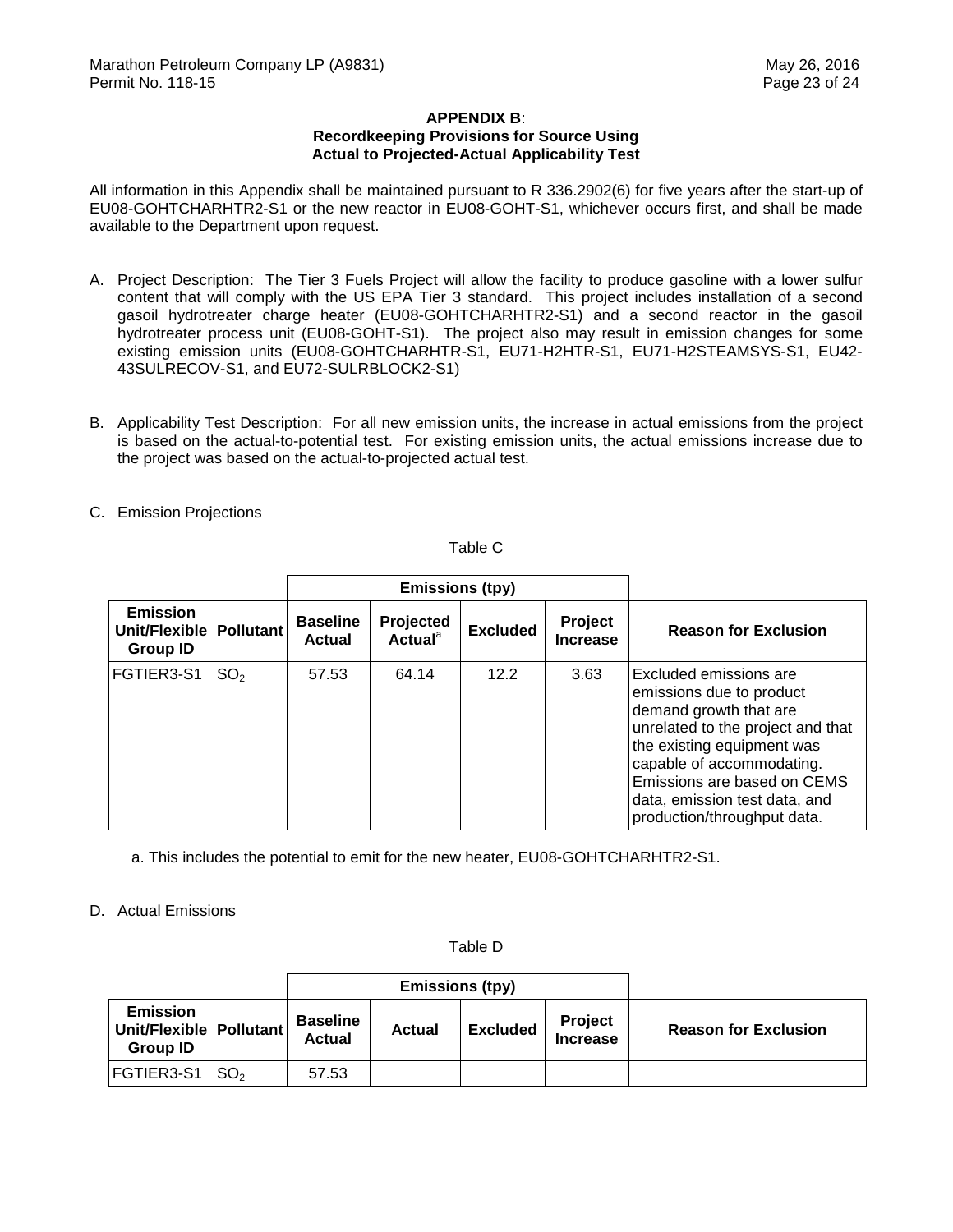**APPENDIX B**:
**Recordkeeping Provisions for Source Using Actual to Projected-Actual Applicability Test**

All information in this Appendix shall be maintained pursuant to R 336.2902(6) for five years after the start-up of EU08-GOHTCHARHTR2-S1 or the new reactor in EU08-GOHT-S1, whichever occurs first, and shall be made available to the Department upon request.

A. Project Description: The Tier 3 Fuels Project will allow the facility to produce gasoline with a lower sulfur content that will comply with the US EPA Tier 3 standard. This project includes installation of a second gasoil hydrotreater charge heater (EU08-GOHTCHARHTR2-S1) and a second reactor in the gasoil hydrotreater process unit (EU08-GOHT-S1). The project also may result in emission changes for some existing emission units (EU08-GOHTCHARHTR-S1, EU71-H2HTR-S1, EU71-H2STEAMSYS-S1, EU42-43SULRECOV-S1, and EU72-SULRBLOCK2-S1)

B. Applicability Test Description: For all new emission units, the increase in actual emissions from the project is based on the actual-to-potential test. For existing emission units, the actual emissions increase due to the project was based on the actual-to-projected actual test.

C. Emission Projections

Table C

| | | Emissions (tpy) | | | | |
|---|---|---|---|---|---|---|
| **Emission Unit/Flexible Group ID** | **Pollutant** | **Baseline Actual** | **Projected Actual**[a] | **Excluded** | **Project Increase** | **Reason for Exclusion** |
| FGTIER3-S1 | $SO_2$ | 57.53 | 64.14 | 12.2 | 3.63 | Excluded emissions are emissions due to product demand growth that are unrelated to the project and that the existing equipment was capable of accommodating. Emissions are based on CEMS data, emission test data, and production/throughput data. |

a. This includes the potential to emit for the new heater, EU08-GOHTCHARHTR2-S1.

D. Actual Emissions

Table D

| | | Emissions (tpy) | | | | |
|---|---|---|---|---|---|---|
| **Emission Unit/Flexible Group ID** | **Pollutant** | **Baseline Actual** | **Actual** | **Excluded** | **Project Increase** | **Reason for Exclusion** |
| FGTIER3-S1 | $SO_2$ | 57.53 | | | | |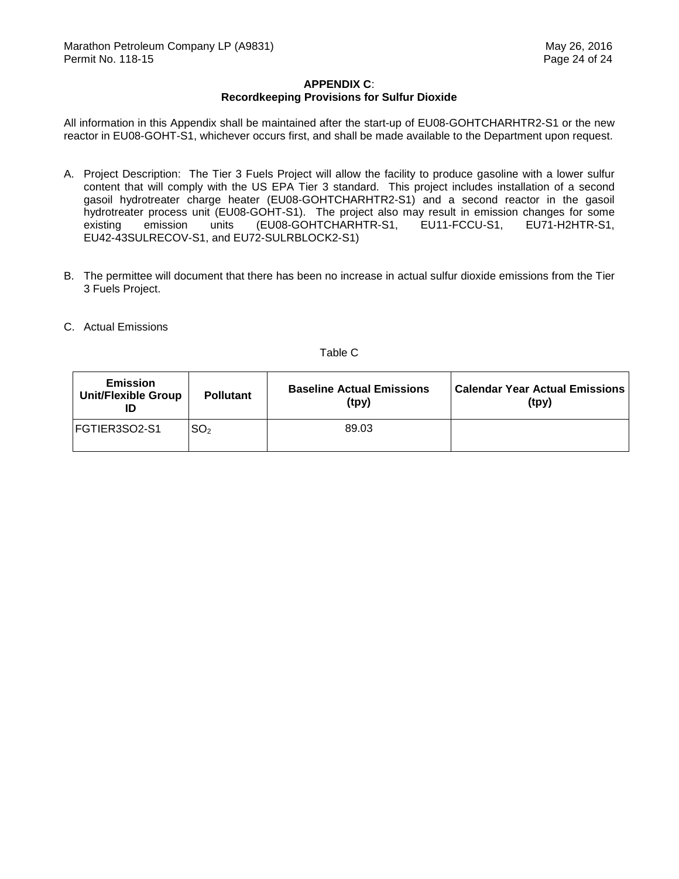**APPENDIX C**:
**Recordkeeping Provisions for Sulfur Dioxide**

All information in this Appendix shall be maintained after the start-up of EU08-GOHTCHARHTR2-S1 or the new reactor in EU08-GOHT-S1, whichever occurs first, and shall be made available to the Department upon request.

A. Project Description: The Tier 3 Fuels Project will allow the facility to produce gasoline with a lower sulfur content that will comply with the US EPA Tier 3 standard. This project includes installation of a second gasoil hydrotreater charge heater (EU08-GOHTCHARHTR2-S1) and a second reactor in the gasoil hydrotreater process unit (EU08-GOHT-S1). The project also may result in emission changes for some existing emission units (EU08-GOHTCHARHTR-S1, EU11-FCCU-S1, EU71-H2HTR-S1, EU42-43SULRECOV-S1, and EU72-SULRBLOCK2-S1)

B. The permittee will document that there has been no increase in actual sulfur dioxide emissions from the Tier 3 Fuels Project.

C. Actual Emissions

Table C

| Emission Unit/Flexible Group ID | Pollutant | Baseline Actual Emissions (tpy) | Calendar Year Actual Emissions (tpy) |
|---|---|---|---|
| FGTIER3SO2-S1 | $SO_2$ | 89.03 | |